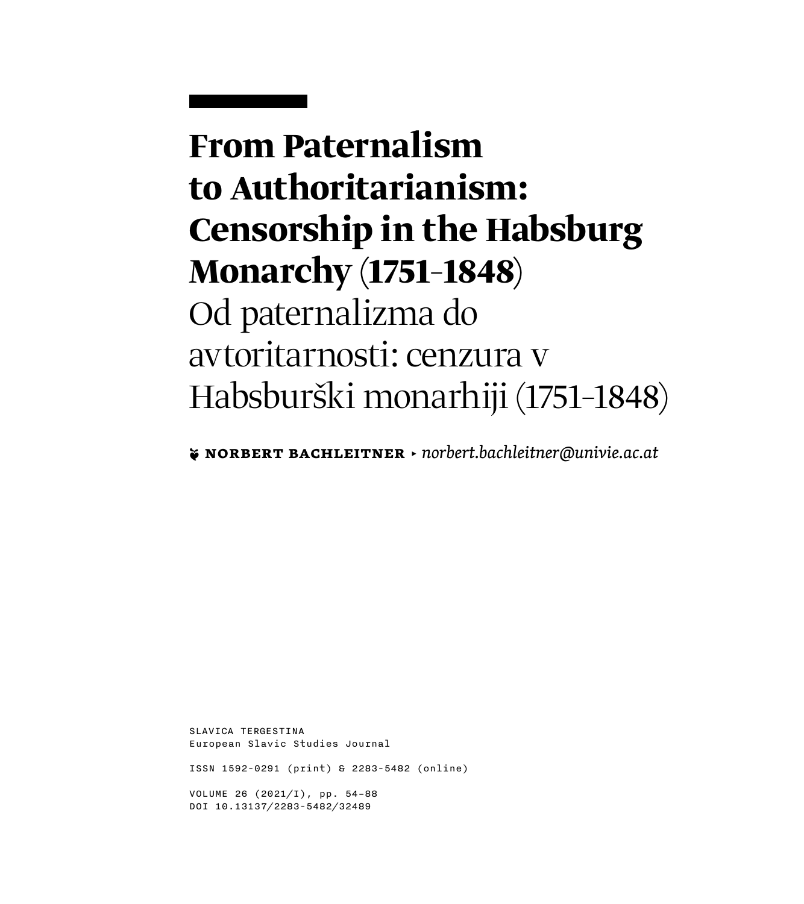# From Paternalism to Authoritarianism: Censorship in the Habsburg Monarchy (1751–1848)

# Od paternalizma do avtoritarnosti: cenzura v Habsburški monarhiji (1751–1848)

**NORBERT BACHLEITNER** ▸ *norbert.bachleitner@univie.ac.at*

SLAVICA TERGESTINA
European Slavic Studies Journal

ISSN 1592-0291 (print) & 2283-5482 (online)

VOLUME 26 (2021/I), pp. 54–88
DOI 10.13137/2283-5482/32489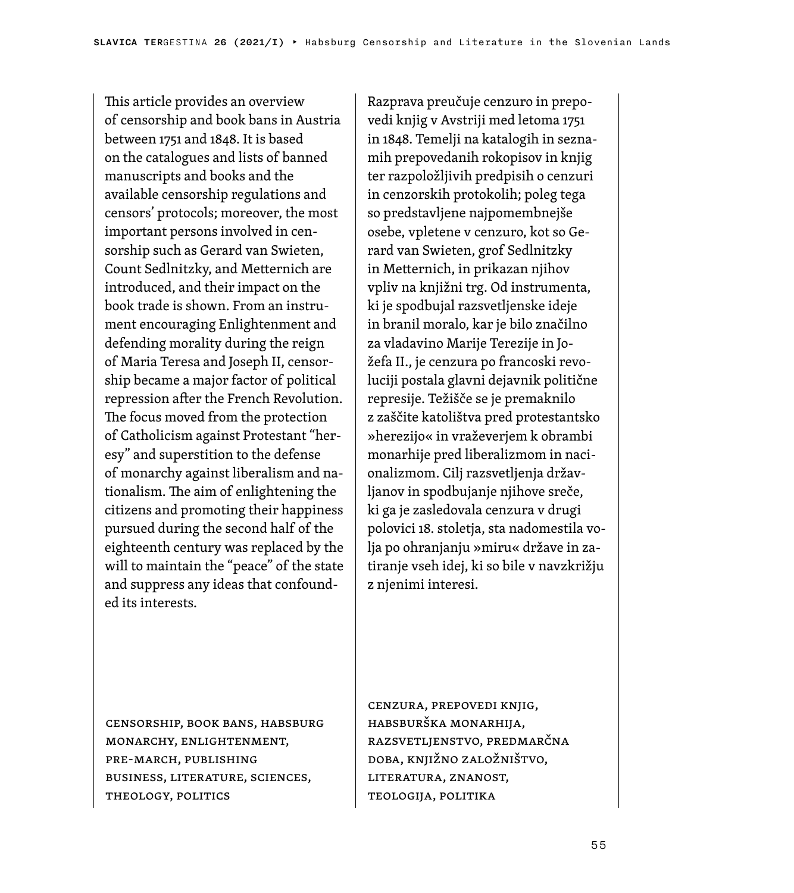This article provides an overview of censorship and book bans in Austria between 1751 and 1848. It is based on the catalogues and lists of banned manuscripts and books and the available censorship regulations and censors' protocols; moreover, the most important persons involved in censorship such as Gerard van Swieten, Count Sedlnitzky, and Metternich are introduced, and their impact on the book trade is shown. From an instrument encouraging Enlightenment and defending morality during the reign of Maria Teresa and Joseph II, censorship became a major factor of political repression after the French Revolution. The focus moved from the protection of Catholicism against Protestant "heresy" and superstition to the defense of monarchy against liberalism and nationalism. The aim of enlightening the citizens and promoting their happiness pursued during the second half of the eighteenth century was replaced by the will to maintain the "peace" of the state and suppress any ideas that confounded its interests.

CENSORSHIP, BOOK BANS, HABSBURG MONARCHY, ENLIGHTENMENT, PRE-MARCH, PUBLISHING BUSINESS, LITERATURE, SCIENCES, THEOLOGY, POLITICS

Razprava preučuje cenzuro in prepovedi knjig v Avstriji med letoma 1751 in 1848. Temelji na katalogih in seznamih prepovedanih rokopisov in knjig ter razpoložljivih predpisih o cenzuri in cenzorskih protokolih; poleg tega so predstavljene najpomembnejše osebe, vpletene v cenzuro, kot so Gerard van Swieten, grof Sedlnitzky in Metternich, in prikazan njihov vpliv na knjižni trg. Od instrumenta, ki je spodbujal razsvetljenske ideje in branil moralo, kar je bilo značilno za vladavino Marije Terezije in Jožefa II., je cenzura po francoski revoluciji postala glavni dejavnik politične represije. Težišče se je premaknilo z zaščite katolištva pred protestantsko »herezijo« in vraževerjem k obrambi monarhije pred liberalizmom in nacionalizmom. Cilj razsvetljenja državljanov in spodbujanje njihove sreče, ki ga je zasledovala cenzura v drugi polovici 18. stoletja, sta nadomestila volja po ohranjanju »miru« države in zatiranje vseh idej, ki so bile v navzkrižju z njenimi interesi.

CENZURA, PREPOVEDI KNJIG, HABSBURŠKA MONARHIJA, RAZSVETLJENSTVO, PREDMARČNA DOBA, KNJIŽNO ZALOŽNIŠTVO, LITERATURA, ZNANOST, TEOLOGIJA, POLITIKA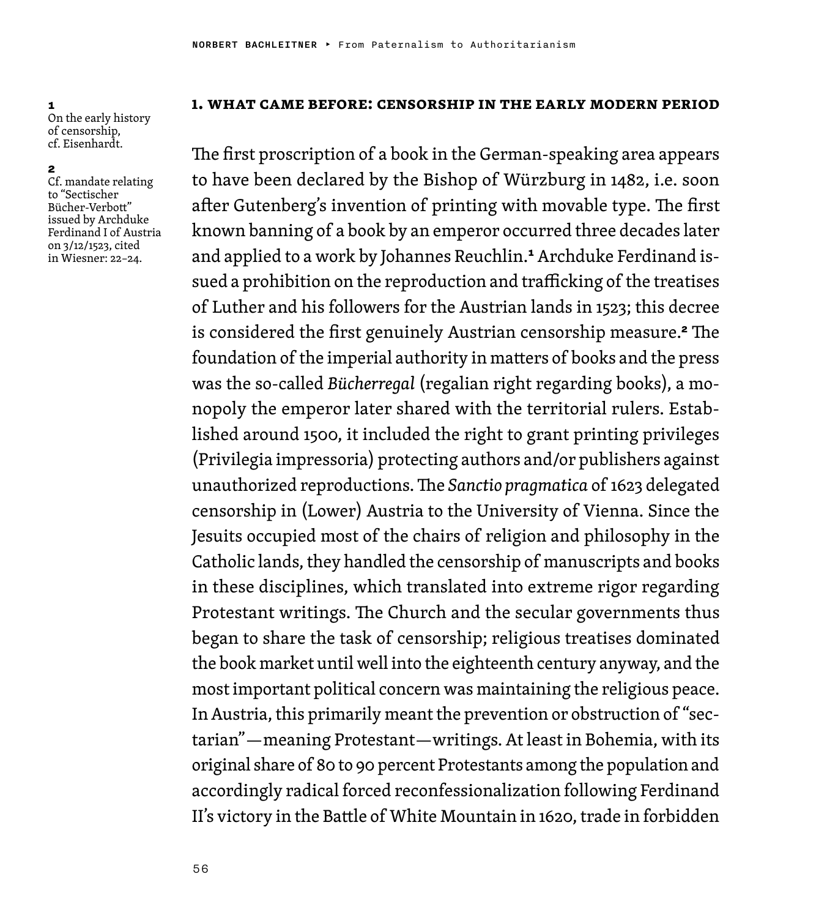## 1. What Came Before: Censorship in the Early Modern Period

The first proscription of a book in the German-speaking area appears to have been declared by the Bishop of Würzburg in 1482, i.e. soon after Gutenberg's invention of printing with movable type. The first known banning of a book by an emperor occurred three decades later and applied to a work by Johannes Reuchlin.[1] Archduke Ferdinand issued a prohibition on the reproduction and trafficking of the treatises of Luther and his followers for the Austrian lands in 1523; this decree is considered the first genuinely Austrian censorship measure.[2] The foundation of the imperial authority in matters of books and the press was the so-called *Bücherregal* (regalian right regarding books), a monopoly the emperor later shared with the territorial rulers. Established around 1500, it included the right to grant printing privileges (Privilegia impressoria) protecting authors and/or publishers against unauthorized reproductions. The *Sanctio pragmatica* of 1623 delegated censorship in (Lower) Austria to the University of Vienna. Since the Jesuits occupied most of the chairs of religion and philosophy in the Catholic lands, they handled the censorship of manuscripts and books in these disciplines, which translated into extreme rigor regarding Protestant writings. The Church and the secular governments thus began to share the task of censorship; religious treatises dominated the book market until well into the eighteenth century anyway, and the most important political concern was maintaining the religious peace. In Austria, this primarily meant the prevention or obstruction of "sectarian"—meaning Protestant—writings. At least in Bohemia, with its original share of 80 to 90 percent Protestants among the population and accordingly radical forced reconfessionalization following Ferdinand II's victory in the Battle of White Mountain in 1620, trade in forbidden

---

1 On the early history of censorship, cf. Eisenhardt.

2 Cf. mandate relating to "Sectischer Bücher-Verbott" issued by Archduke Ferdinand I of Austria on 3/12/1523, cited in Wiesner: 22–24.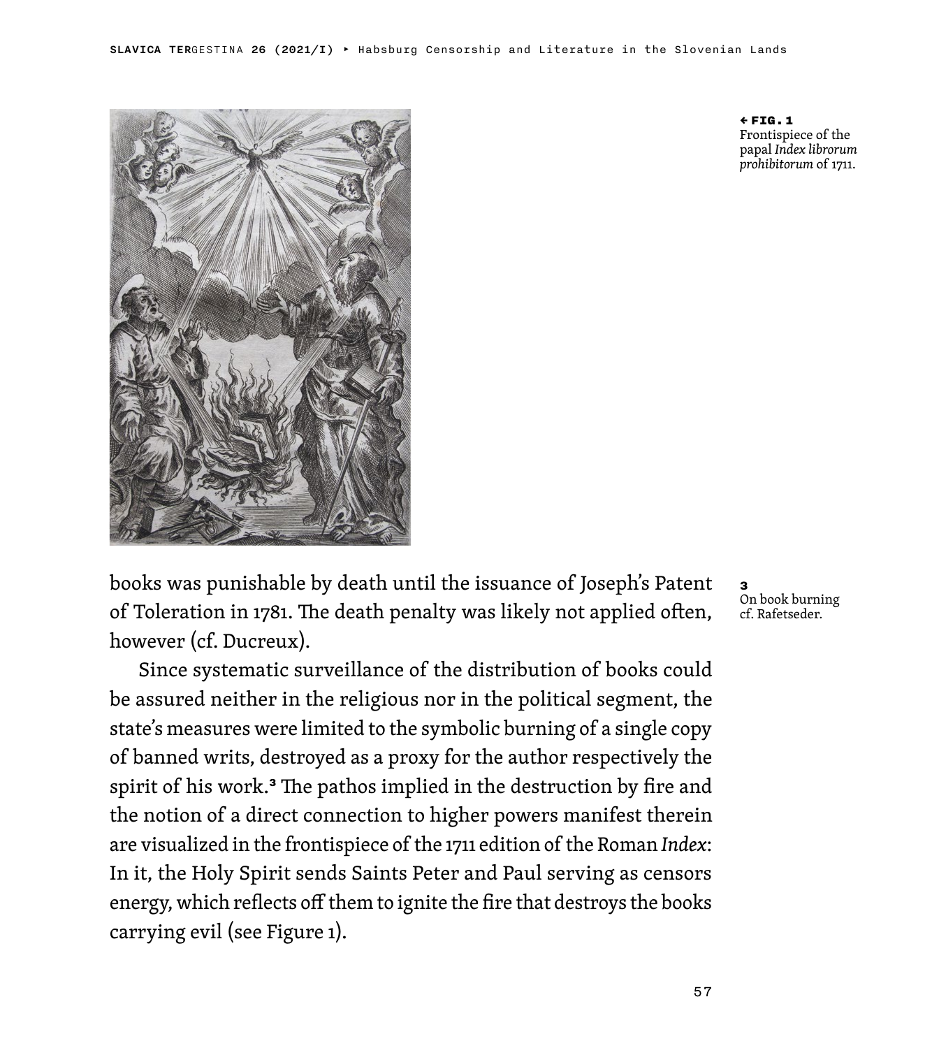**← FIG. 1**
Frontispiece of the papal *Index librorum prohibitorum* of 1711.

books was punishable by death until the issuance of Joseph's Patent of Toleration in 1781. The death penalty was likely not applied often, however (cf. Ducreux).

Since systematic surveillance of the distribution of books could be assured neither in the religious nor in the political segment, the state's measures were limited to the symbolic burning of a single copy of banned writs, destroyed as a proxy for the author respectively the spirit of his work.[3] The pathos implied in the destruction by fire and the notion of a direct connection to higher powers manifest therein are visualized in the frontispiece of the 1711 edition of the Roman *Index*: In it, the Holy Spirit sends Saints Peter and Paul serving as censors energy, which reflects off them to ignite the fire that destroys the books carrying evil (see Figure 1).

**3** On book burning cf. Rafetseder.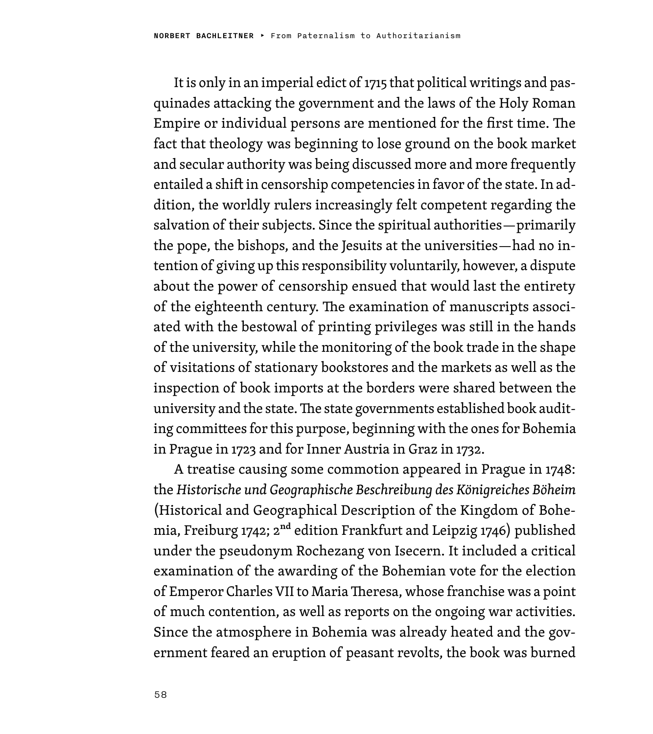It is only in an imperial edict of 1715 that political writings and pasquinades attacking the government and the laws of the Holy Roman Empire or individual persons are mentioned for the first time. The fact that theology was beginning to lose ground on the book market and secular authority was being discussed more and more frequently entailed a shift in censorship competencies in favor of the state. In addition, the worldly rulers increasingly felt competent regarding the salvation of their subjects. Since the spiritual authorities—primarily the pope, the bishops, and the Jesuits at the universities—had no intention of giving up this responsibility voluntarily, however, a dispute about the power of censorship ensued that would last the entirety of the eighteenth century. The examination of manuscripts associated with the bestowal of printing privileges was still in the hands of the university, while the monitoring of the book trade in the shape of visitations of stationary bookstores and the markets as well as the inspection of book imports at the borders were shared between the university and the state. The state governments established book auditing committees for this purpose, beginning with the ones for Bohemia in Prague in 1723 and for Inner Austria in Graz in 1732.

A treatise causing some commotion appeared in Prague in 1748: the *Historische und Geographische Beschreibung des Königreiches Böheim* (Historical and Geographical Description of the Kingdom of Bohemia, Freiburg 1742; 2nd edition Frankfurt and Leipzig 1746) published under the pseudonym Rochezang von Isecern. It included a critical examination of the awarding of the Bohemian vote for the election of Emperor Charles VII to Maria Theresa, whose franchise was a point of much contention, as well as reports on the ongoing war activities. Since the atmosphere in Bohemia was already heated and the government feared an eruption of peasant revolts, the book was burned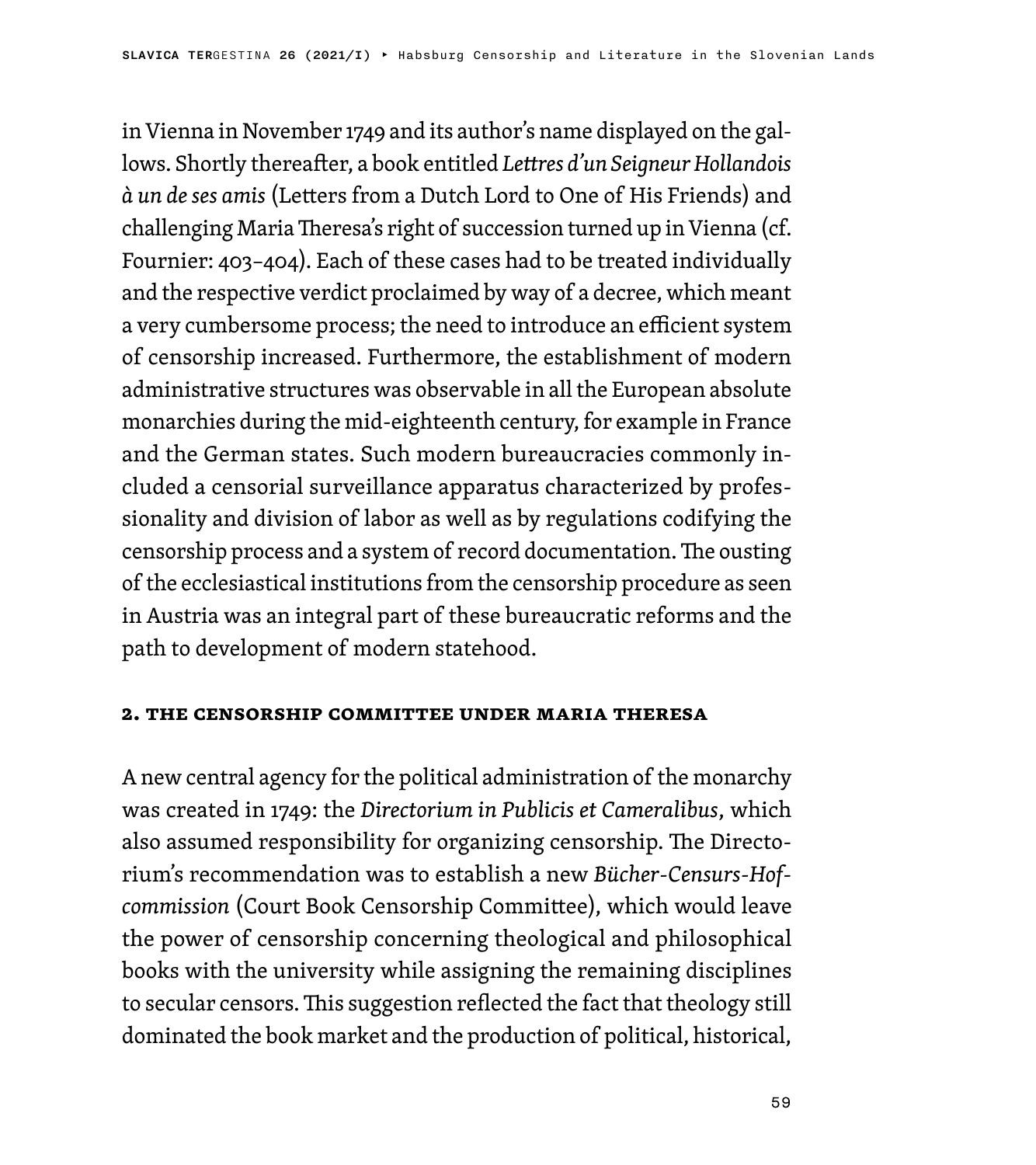in Vienna in November 1749 and its author's name displayed on the gallows. Shortly thereafter, a book entitled *Lettres d'un Seigneur Hollandois à un de ses amis* (Letters from a Dutch Lord to One of His Friends) and challenging Maria Theresa's right of succession turned up in Vienna (cf. Fournier: 403–404). Each of these cases had to be treated individually and the respective verdict proclaimed by way of a decree, which meant a very cumbersome process; the need to introduce an efficient system of censorship increased. Furthermore, the establishment of modern administrative structures was observable in all the European absolute monarchies during the mid-eighteenth century, for example in France and the German states. Such modern bureaucracies commonly included a censorial surveillance apparatus characterized by professionality and division of labor as well as by regulations codifying the censorship process and a system of record documentation. The ousting of the ecclesiastical institutions from the censorship procedure as seen in Austria was an integral part of these bureaucratic reforms and the path to development of modern statehood.

## 2. The Censorship Committee under Maria Theresa

A new central agency for the political administration of the monarchy was created in 1749: the *Directorium in Publicis et Cameralibus*, which also assumed responsibility for organizing censorship. The Directorium's recommendation was to establish a new *Bücher-Censurs-Hofcommission* (Court Book Censorship Committee), which would leave the power of censorship concerning theological and philosophical books with the university while assigning the remaining disciplines to secular censors. This suggestion reflected the fact that theology still dominated the book market and the production of political, historical,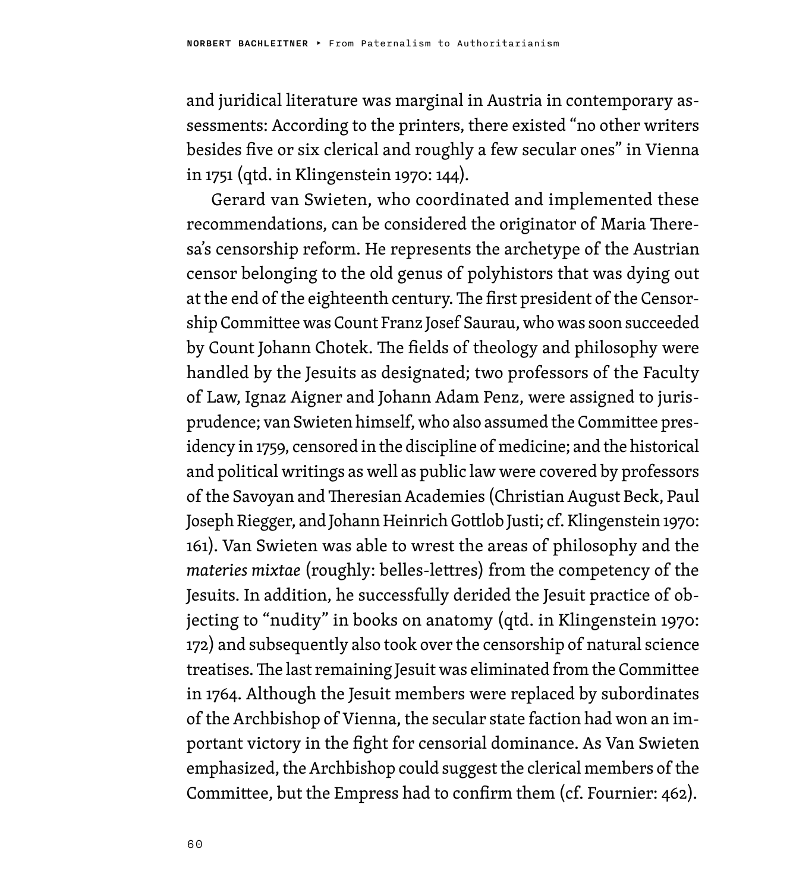and juridical literature was marginal in Austria in contemporary assessments: According to the printers, there existed “no other writers besides five or six clerical and roughly a few secular ones” in Vienna in 1751 (qtd. in Klingenstein 1970: 144).

Gerard van Swieten, who coordinated and implemented these recommendations, can be considered the originator of Maria Theresa’s censorship reform. He represents the archetype of the Austrian censor belonging to the old genus of polyhistors that was dying out at the end of the eighteenth century. The first president of the Censorship Committee was Count Franz Josef Saurau, who was soon succeeded by Count Johann Chotek. The fields of theology and philosophy were handled by the Jesuits as designated; two professors of the Faculty of Law, Ignaz Aigner and Johann Adam Penz, were assigned to jurisprudence; van Swieten himself, who also assumed the Committee presidency in 1759, censored in the discipline of medicine; and the historical and political writings as well as public law were covered by professors of the Savoyan and Theresian Academies (Christian August Beck, Paul Joseph Riegger, and Johann Heinrich Gottlob Justi; cf. Klingenstein 1970: 161). Van Swieten was able to wrest the areas of philosophy and the *materies mixtae* (roughly: belles-lettres) from the competency of the Jesuits. In addition, he successfully derided the Jesuit practice of objecting to “nudity” in books on anatomy (qtd. in Klingenstein 1970: 172) and subsequently also took over the censorship of natural science treatises. The last remaining Jesuit was eliminated from the Committee in 1764. Although the Jesuit members were replaced by subordinates of the Archbishop of Vienna, the secular state faction had won an important victory in the fight for censorial dominance. As Van Swieten emphasized, the Archbishop could suggest the clerical members of the Committee, but the Empress had to confirm them (cf. Fournier: 462).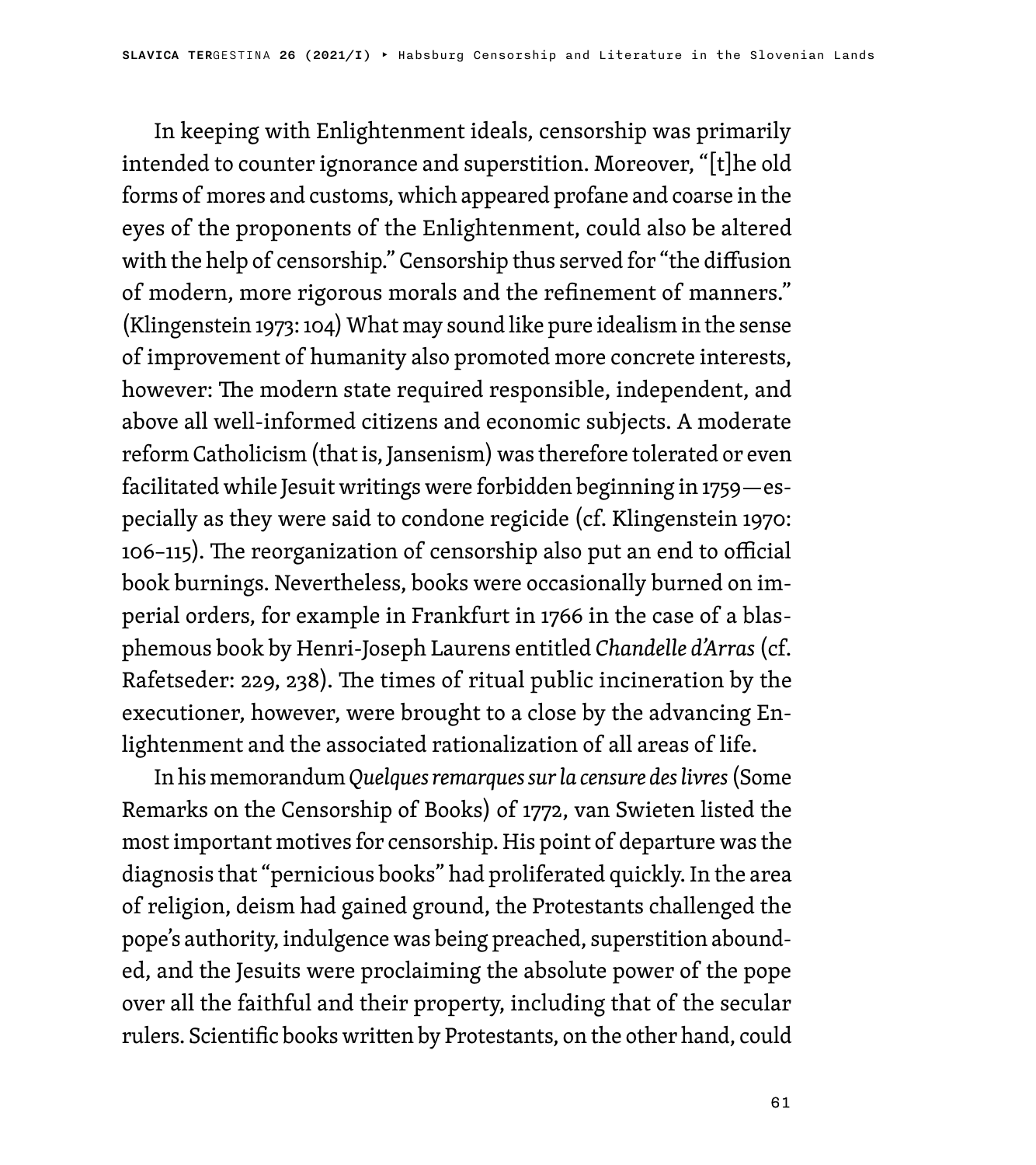In keeping with Enlightenment ideals, censorship was primarily intended to counter ignorance and superstition. Moreover, "[t]he old forms of mores and customs, which appeared profane and coarse in the eyes of the proponents of the Enlightenment, could also be altered with the help of censorship." Censorship thus served for "the diffusion of modern, more rigorous morals and the refinement of manners." (Klingenstein 1973: 104) What may sound like pure idealism in the sense of improvement of humanity also promoted more concrete interests, however: The modern state required responsible, independent, and above all well-informed citizens and economic subjects. A moderate reform Catholicism (that is, Jansenism) was therefore tolerated or even facilitated while Jesuit writings were forbidden beginning in 1759—especially as they were said to condone regicide (cf. Klingenstein 1970: 106–115). The reorganization of censorship also put an end to official book burnings. Nevertheless, books were occasionally burned on imperial orders, for example in Frankfurt in 1766 in the case of a blasphemous book by Henri-Joseph Laurens entitled *Chandelle d'Arras* (cf. Rafetseder: 229, 238). The times of ritual public incineration by the executioner, however, were brought to a close by the advancing Enlightenment and the associated rationalization of all areas of life.

In his memorandum *Quelques remarques sur la censure des livres* (Some Remarks on the Censorship of Books) of 1772, van Swieten listed the most important motives for censorship. His point of departure was the diagnosis that "pernicious books" had proliferated quickly. In the area of religion, deism had gained ground, the Protestants challenged the pope's authority, indulgence was being preached, superstition abounded, and the Jesuits were proclaiming the absolute power of the pope over all the faithful and their property, including that of the secular rulers. Scientific books written by Protestants, on the other hand, could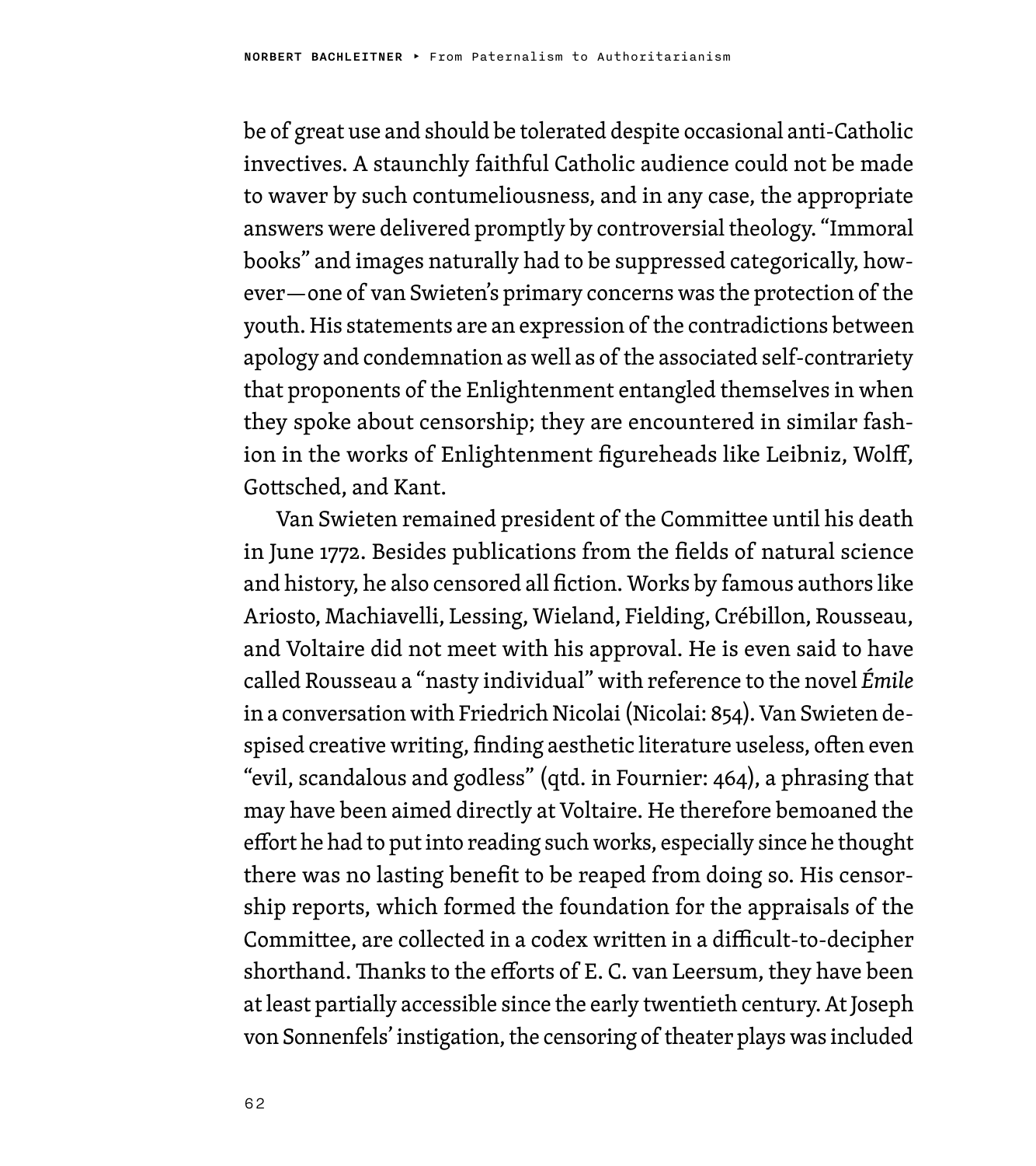be of great use and should be tolerated despite occasional anti-Catholic invectives. A staunchly faithful Catholic audience could not be made to waver by such contumeliousness, and in any case, the appropriate answers were delivered promptly by controversial theology. "Immoral books" and images naturally had to be suppressed categorically, however—one of van Swieten's primary concerns was the protection of the youth. His statements are an expression of the contradictions between apology and condemnation as well as of the associated self-contrariety that proponents of the Enlightenment entangled themselves in when they spoke about censorship; they are encountered in similar fashion in the works of Enlightenment figureheads like Leibniz, Wolff, Gottsched, and Kant.

Van Swieten remained president of the Committee until his death in June 1772. Besides publications from the fields of natural science and history, he also censored all fiction. Works by famous authors like Ariosto, Machiavelli, Lessing, Wieland, Fielding, Crébillon, Rousseau, and Voltaire did not meet with his approval. He is even said to have called Rousseau a "nasty individual" with reference to the novel *Émile* in a conversation with Friedrich Nicolai (Nicolai: 854). Van Swieten despised creative writing, finding aesthetic literature useless, often even "evil, scandalous and godless" (qtd. in Fournier: 464), a phrasing that may have been aimed directly at Voltaire. He therefore bemoaned the effort he had to put into reading such works, especially since he thought there was no lasting benefit to be reaped from doing so. His censorship reports, which formed the foundation for the appraisals of the Committee, are collected in a codex written in a difficult-to-decipher shorthand. Thanks to the efforts of E. C. van Leersum, they have been at least partially accessible since the early twentieth century. At Joseph von Sonnenfels' instigation, the censoring of theater plays was included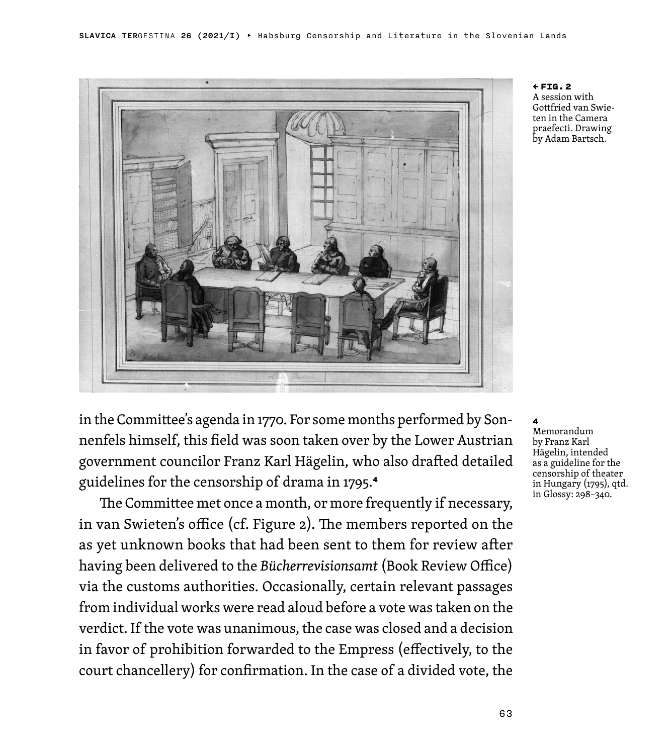← **FIG. 2**
A session with Gottfried van Swieten in the Camera praefecti. Drawing by Adam Bartsch.

in the Committee's agenda in 1770. For some months performed by Sonnenfels himself, this field was soon taken over by the Lower Austrian government councilor Franz Karl Hägelin, who also drafted detailed guidelines for the censorship of drama in 1795.[4]

The Committee met once a month, or more frequently if necessary, in van Swieten's office (cf. Figure 2). The members reported on the as yet unknown books that had been sent to them for review after having been delivered to the *Bücherrevisionsamt* (Book Review Office) via the customs authorities. Occasionally, certain relevant passages from individual works were read aloud before a vote was taken on the verdict. If the vote was unanimous, the case was closed and a decision in favor of prohibition forwarded to the Empress (effectively, to the court chancellery) for confirmation. In the case of a divided vote, the

**4**
Memorandum by Franz Karl Hägelin, intended as a guideline for the censorship of theater in Hungary (1795), qtd. in Glossy: 298–340.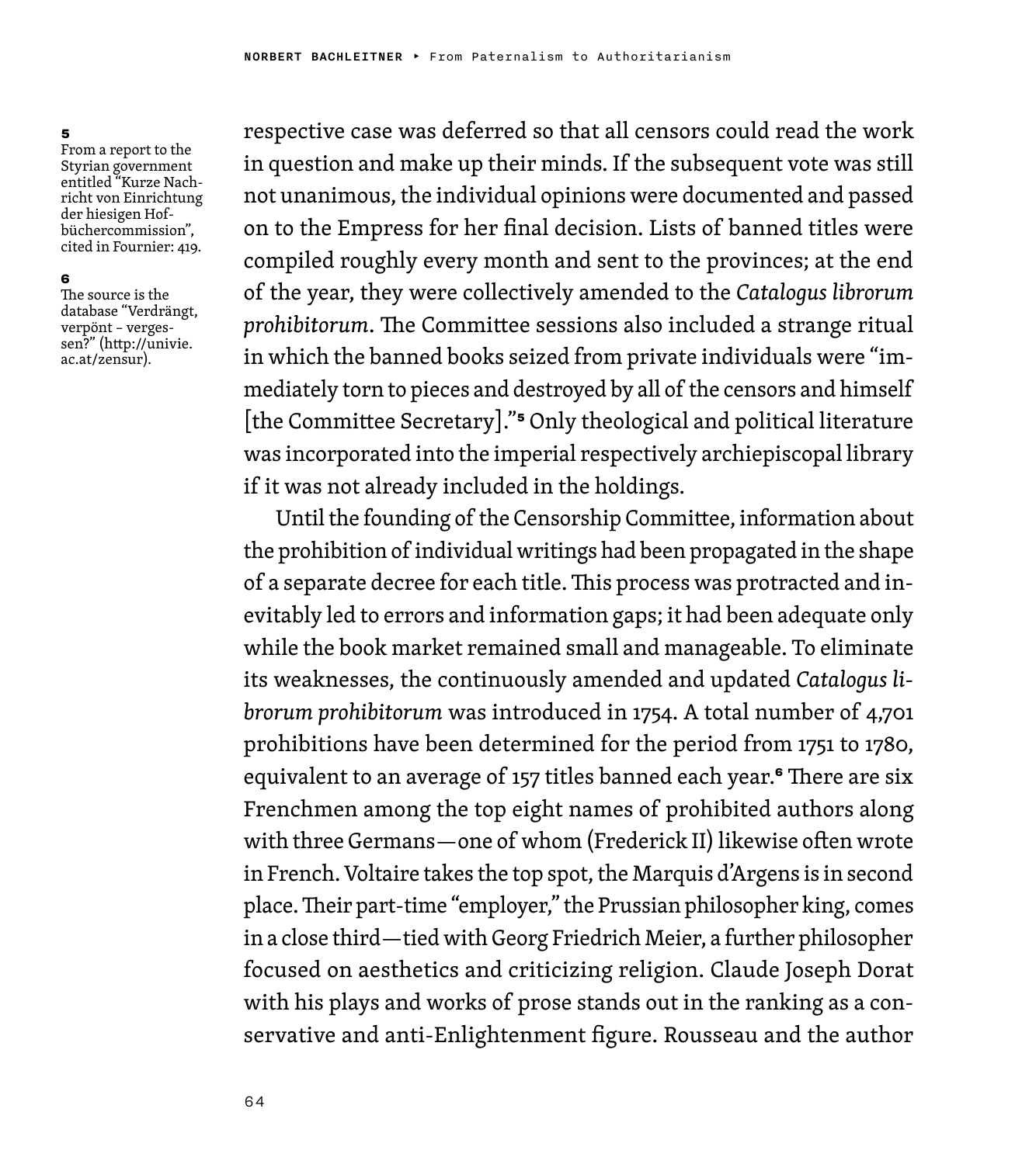respective case was deferred so that all censors could read the work in question and make up their minds. If the subsequent vote was still not unanimous, the individual opinions were documented and passed on to the Empress for her final decision. Lists of banned titles were compiled roughly every month and sent to the provinces; at the end of the year, they were collectively amended to the *Catalogus librorum prohibitorum*. The Committee sessions also included a strange ritual in which the banned books seized from private individuals were "immediately torn to pieces and destroyed by all of the censors and himself [the Committee Secretary]."[5] Only theological and political literature was incorporated into the imperial respectively archiepiscopal library if it was not already included in the holdings.

Until the founding of the Censorship Committee, information about the prohibition of individual writings had been propagated in the shape of a separate decree for each title. This process was protracted and inevitably led to errors and information gaps; it had been adequate only while the book market remained small and manageable. To eliminate its weaknesses, the continuously amended and updated *Catalogus librorum prohibitorum* was introduced in 1754. A total number of 4,701 prohibitions have been determined for the period from 1751 to 1780, equivalent to an average of 157 titles banned each year.[6] There are six Frenchmen among the top eight names of prohibited authors along with three Germans—one of whom (Frederick II) likewise often wrote in French. Voltaire takes the top spot, the Marquis d'Argens is in second place. Their part-time "employer," the Prussian philosopher king, comes in a close third—tied with Georg Friedrich Meier, a further philosopher focused on aesthetics and criticizing religion. Claude Joseph Dorat with his plays and works of prose stands out in the ranking as a conservative and anti-Enlightenment figure. Rousseau and the author

---

5 From a report to the Styrian government entitled "Kurze Nachricht von Einrichtung der hiesigen Hofbüchercommission", cited in Fournier: 419.

6 The source is the database "Verdrängt, verpönt – vergessen?" (http://univie.ac.at/zensur).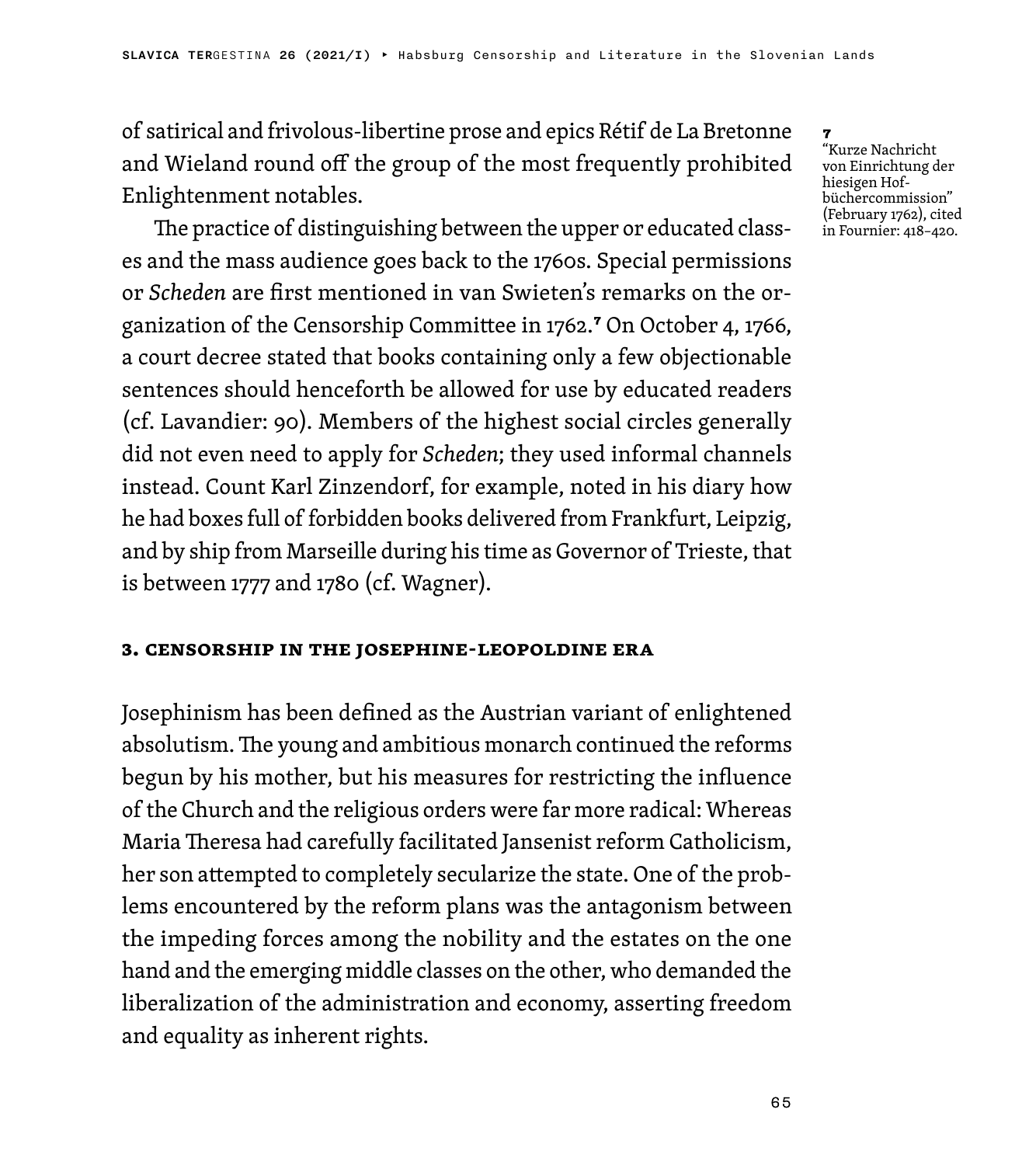of satirical and frivolous-libertine prose and epics Rétif de La Bretonne and Wieland round off the group of the most frequently prohibited Enlightenment notables.

The practice of distinguishing between the upper or educated classes and the mass audience goes back to the 1760s. Special permissions or *Scheden* are first mentioned in van Swieten's remarks on the organization of the Censorship Committee in 1762.[7] On October 4, 1766, a court decree stated that books containing only a few objectionable sentences should henceforth be allowed for use by educated readers (cf. Lavandier: 90). Members of the highest social circles generally did not even need to apply for *Scheden*; they used informal channels instead. Count Karl Zinzendorf, for example, noted in his diary how he had boxes full of forbidden books delivered from Frankfurt, Leipzig, and by ship from Marseille during his time as Governor of Trieste, that is between 1777 and 1780 (cf. Wagner).

[7] "Kurze Nachricht von Einrichtung der hiesigen Hofbüchercommission" (February 1762), cited in Fournier: 418–420.

## 3. Censorship in the Josephine-Leopoldine Era

Josephinism has been defined as the Austrian variant of enlightened absolutism. The young and ambitious monarch continued the reforms begun by his mother, but his measures for restricting the influence of the Church and the religious orders were far more radical: Whereas Maria Theresa had carefully facilitated Jansenist reform Catholicism, her son attempted to completely secularize the state. One of the problems encountered by the reform plans was the antagonism between the impeding forces among the nobility and the estates on the one hand and the emerging middle classes on the other, who demanded the liberalization of the administration and economy, asserting freedom and equality as inherent rights.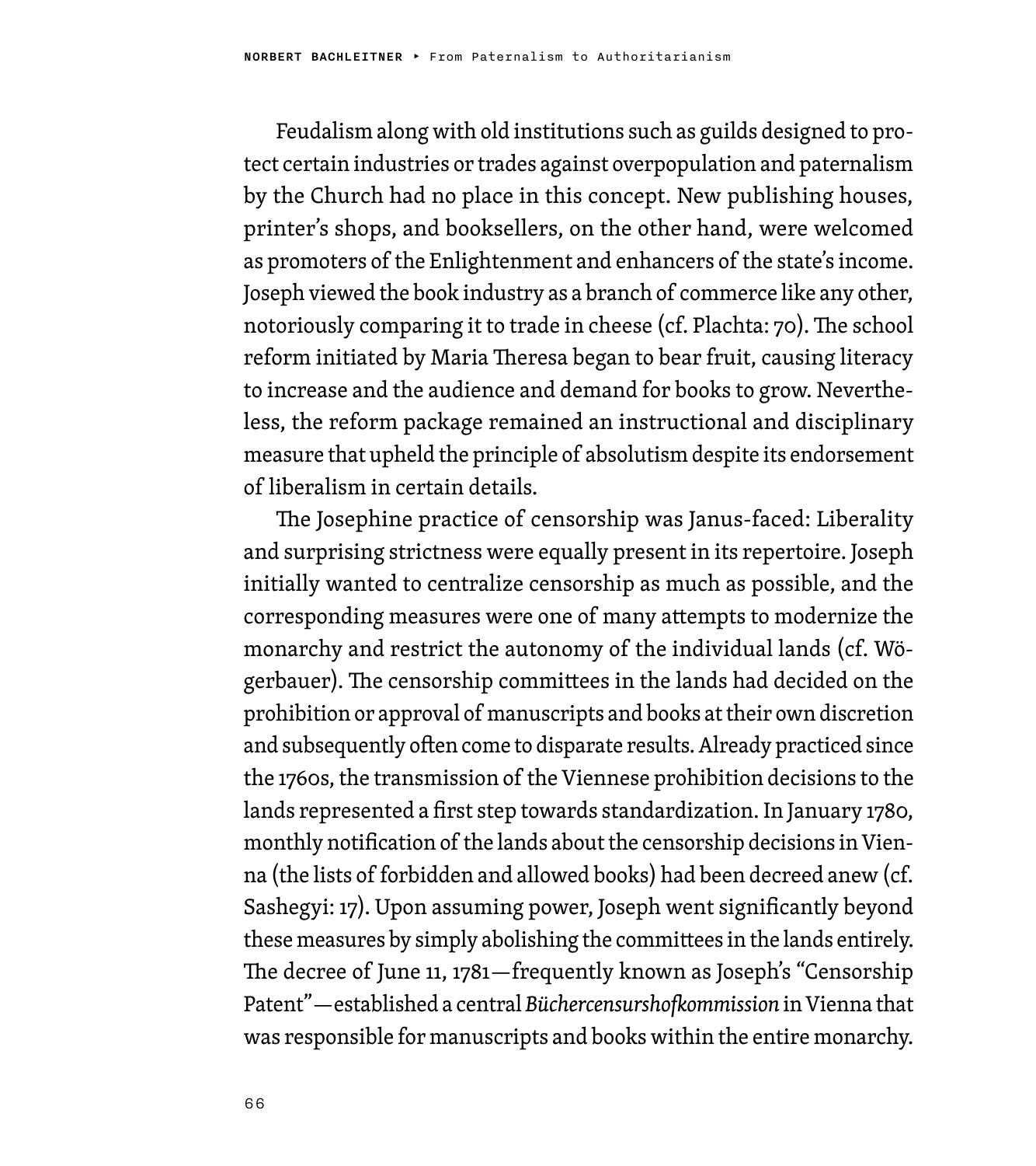Feudalism along with old institutions such as guilds designed to protect certain industries or trades against overpopulation and paternalism by the Church had no place in this concept. New publishing houses, printer's shops, and booksellers, on the other hand, were welcomed as promoters of the Enlightenment and enhancers of the state's income. Joseph viewed the book industry as a branch of commerce like any other, notoriously comparing it to trade in cheese (cf. Plachta: 70). The school reform initiated by Maria Theresa began to bear fruit, causing literacy to increase and the audience and demand for books to grow. Nevertheless, the reform package remained an instructional and disciplinary measure that upheld the principle of absolutism despite its endorsement of liberalism in certain details.

The Josephine practice of censorship was Janus-faced: Liberality and surprising strictness were equally present in its repertoire. Joseph initially wanted to centralize censorship as much as possible, and the corresponding measures were one of many attempts to modernize the monarchy and restrict the autonomy of the individual lands (cf. Wögerbauer). The censorship committees in the lands had decided on the prohibition or approval of manuscripts and books at their own discretion and subsequently often come to disparate results. Already practiced since the 1760s, the transmission of the Viennese prohibition decisions to the lands represented a first step towards standardization. In January 1780, monthly notification of the lands about the censorship decisions in Vienna (the lists of forbidden and allowed books) had been decreed anew (cf. Sashegyi: 17). Upon assuming power, Joseph went significantly beyond these measures by simply abolishing the committees in the lands entirely. The decree of June 11, 1781—frequently known as Joseph's "Censorship Patent"—established a central *Büchercensurshofkommission* in Vienna that was responsible for manuscripts and books within the entire monarchy.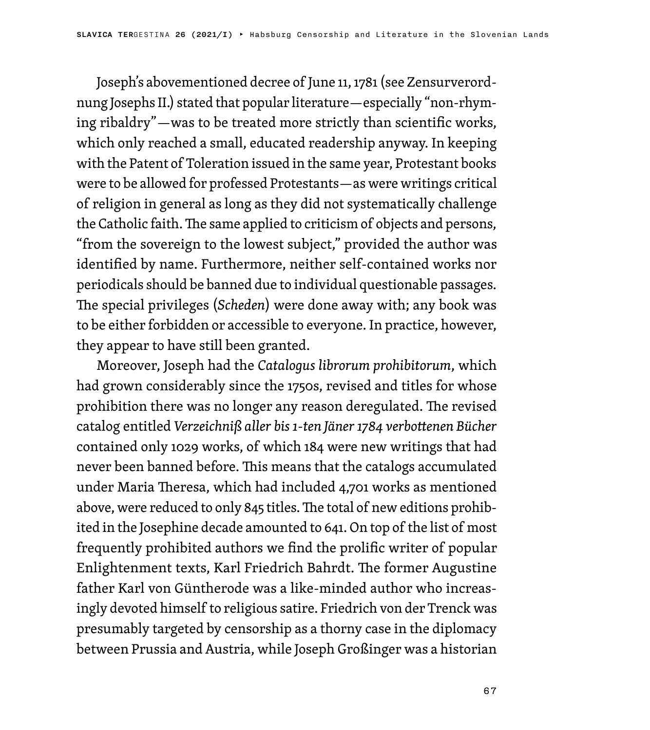Joseph's abovementioned decree of June 11, 1781 (see Zensurverordnung Josephs II.) stated that popular literature—especially "non-rhyming ribaldry"—was to be treated more strictly than scientific works, which only reached a small, educated readership anyway. In keeping with the Patent of Toleration issued in the same year, Protestant books were to be allowed for professed Protestants—as were writings critical of religion in general as long as they did not systematically challenge the Catholic faith. The same applied to criticism of objects and persons, "from the sovereign to the lowest subject," provided the author was identified by name. Furthermore, neither self-contained works nor periodicals should be banned due to individual questionable passages. The special privileges (*Scheden*) were done away with; any book was to be either forbidden or accessible to everyone. In practice, however, they appear to have still been granted.

Moreover, Joseph had the *Catalogus librorum prohibitorum*, which had grown considerably since the 1750s, revised and titles for whose prohibition there was no longer any reason deregulated. The revised catalog entitled *Verzeichniß aller bis 1-ten Jäner 1784 verbottenen Bücher* contained only 1029 works, of which 184 were new writings that had never been banned before. This means that the catalogs accumulated under Maria Theresa, which had included 4,701 works as mentioned above, were reduced to only 845 titles. The total of new editions prohibited in the Josephine decade amounted to 641. On top of the list of most frequently prohibited authors we find the prolific writer of popular Enlightenment texts, Karl Friedrich Bahrdt. The former Augustine father Karl von Güntherode was a like-minded author who increasingly devoted himself to religious satire. Friedrich von der Trenck was presumably targeted by censorship as a thorny case in the diplomacy between Prussia and Austria, while Joseph Großinger was a historian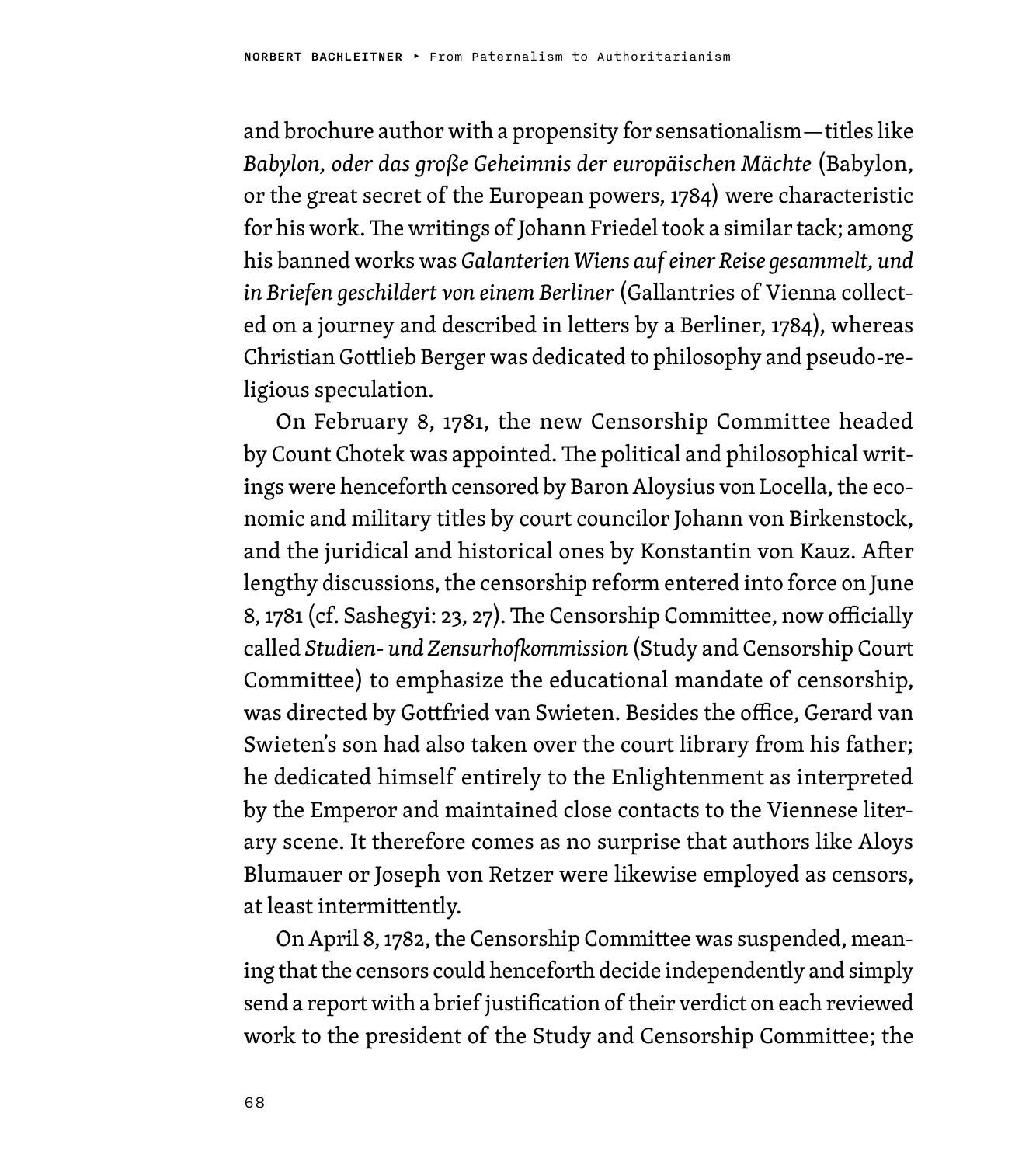and brochure author with a propensity for sensationalism—titles like *Babylon, oder das große Geheimnis der europäischen Mächte* (Babylon, or the great secret of the European powers, 1784) were characteristic for his work. The writings of Johann Friedel took a similar tack; among his banned works was *Galanterien Wiens auf einer Reise gesammelt, und in Briefen geschildert von einem Berliner* (Gallantries of Vienna collected on a journey and described in letters by a Berliner, 1784), whereas Christian Gottlieb Berger was dedicated to philosophy and pseudo-religious speculation.

On February 8, 1781, the new Censorship Committee headed by Count Chotek was appointed. The political and philosophical writings were henceforth censored by Baron Aloysius von Locella, the economic and military titles by court councilor Johann von Birkenstock, and the juridical and historical ones by Konstantin von Kauz. After lengthy discussions, the censorship reform entered into force on June 8, 1781 (cf. Sashegyi: 23, 27). The Censorship Committee, now officially called *Studien- und Zensurhofkommission* (Study and Censorship Court Committee) to emphasize the educational mandate of censorship, was directed by Gottfried van Swieten. Besides the office, Gerard van Swieten's son had also taken over the court library from his father; he dedicated himself entirely to the Enlightenment as interpreted by the Emperor and maintained close contacts to the Viennese literary scene. It therefore comes as no surprise that authors like Aloys Blumauer or Joseph von Retzer were likewise employed as censors, at least intermittently.

On April 8, 1782, the Censorship Committee was suspended, meaning that the censors could henceforth decide independently and simply send a report with a brief justification of their verdict on each reviewed work to the president of the Study and Censorship Committee; the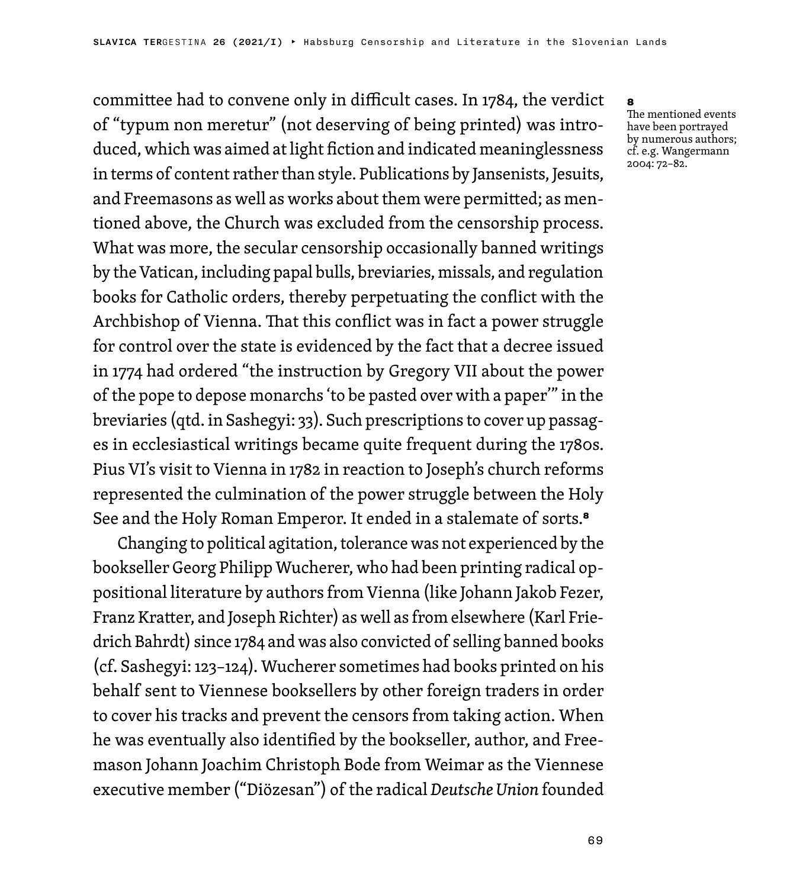committee had to convene only in difficult cases. In 1784, the verdict of "typum non meretur" (not deserving of being printed) was introduced, which was aimed at light fiction and indicated meaninglessness in terms of content rather than style. Publications by Jansenists, Jesuits, and Freemasons as well as works about them were permitted; as mentioned above, the Church was excluded from the censorship process. What was more, the secular censorship occasionally banned writings by the Vatican, including papal bulls, breviaries, missals, and regulation books for Catholic orders, thereby perpetuating the conflict with the Archbishop of Vienna. That this conflict was in fact a power struggle for control over the state is evidenced by the fact that a decree issued in 1774 had ordered "the instruction by Gregory VII about the power of the pope to depose monarchs 'to be pasted over with a paper'" in the breviaries (qtd. in Sashegyi: 33). Such prescriptions to cover up passages in ecclesiastical writings became quite frequent during the 1780s. Pius VI's visit to Vienna in 1782 in reaction to Joseph's church reforms represented the culmination of the power struggle between the Holy See and the Holy Roman Emperor. It ended in a stalemate of sorts.[8]

Changing to political agitation, tolerance was not experienced by the bookseller Georg Philipp Wucherer, who had been printing radical oppositional literature by authors from Vienna (like Johann Jakob Fezer, Franz Kratter, and Joseph Richter) as well as from elsewhere (Karl Friedrich Bahrdt) since 1784 and was also convicted of selling banned books (cf. Sashegyi: 123–124). Wucherer sometimes had books printed on his behalf sent to Viennese booksellers by other foreign traders in order to cover his tracks and prevent the censors from taking action. When he was eventually also identified by the bookseller, author, and Freemason Johann Joachim Christoph Bode from Weimar as the Viennese executive member ("Diözesan") of the radical *Deutsche Union* founded

[8] The mentioned events have been portrayed by numerous authors; cf. e.g. Wangermann 2004: 72–82.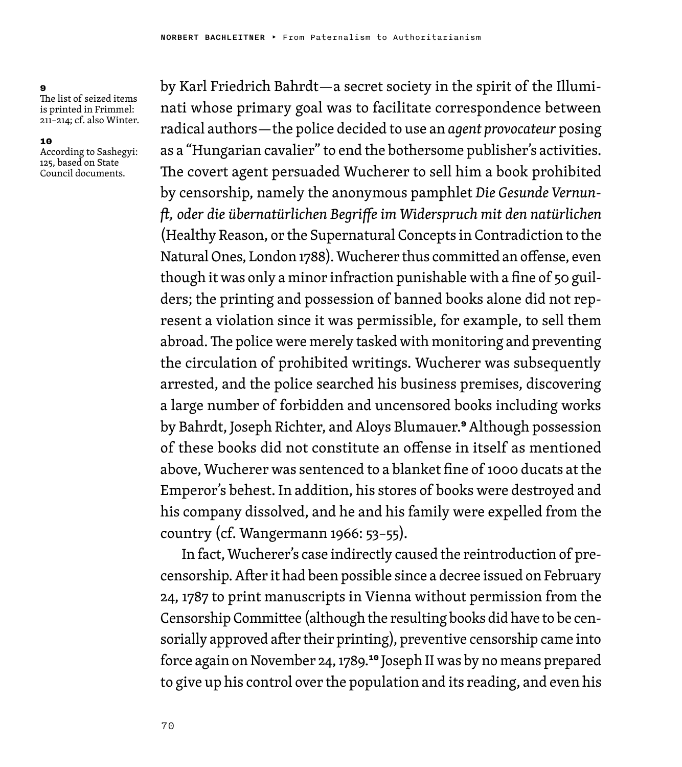by Karl Friedrich Bahrdt—a secret society in the spirit of the Illuminati whose primary goal was to facilitate correspondence between radical authors—the police decided to use an *agent provocateur* posing as a "Hungarian cavalier" to end the bothersome publisher's activities. The covert agent persuaded Wucherer to sell him a book prohibited by censorship, namely the anonymous pamphlet *Die Gesunde Vernunft, oder die übernatürlichen Begriffe im Widerspruch mit den natürlichen* (Healthy Reason, or the Supernatural Concepts in Contradiction to the Natural Ones, London 1788). Wucherer thus committed an offense, even though it was only a minor infraction punishable with a fine of 50 guilders; the printing and possession of banned books alone did not represent a violation since it was permissible, for example, to sell them abroad. The police were merely tasked with monitoring and preventing the circulation of prohibited writings. Wucherer was subsequently arrested, and the police searched his business premises, discovering a large number of forbidden and uncensored books including works by Bahrdt, Joseph Richter, and Aloys Blumauer.[9] Although possession of these books did not constitute an offense in itself as mentioned above, Wucherer was sentenced to a blanket fine of 1000 ducats at the Emperor's behest. In addition, his stores of books were destroyed and his company dissolved, and he and his family were expelled from the country (cf. Wangermann 1966: 53–55).

In fact, Wucherer's case indirectly caused the reintroduction of precensorship. After it had been possible since a decree issued on February 24, 1787 to print manuscripts in Vienna without permission from the Censorship Committee (although the resulting books did have to be censorially approved after their printing), preventive censorship came into force again on November 24, 1789.[10] Joseph II was by no means prepared to give up his control over the population and its reading, and even his

[9] The list of seized items is printed in Frimmel: 211–214; cf. also Winter.

[10] According to Sashegyi: 125, based on State Council documents.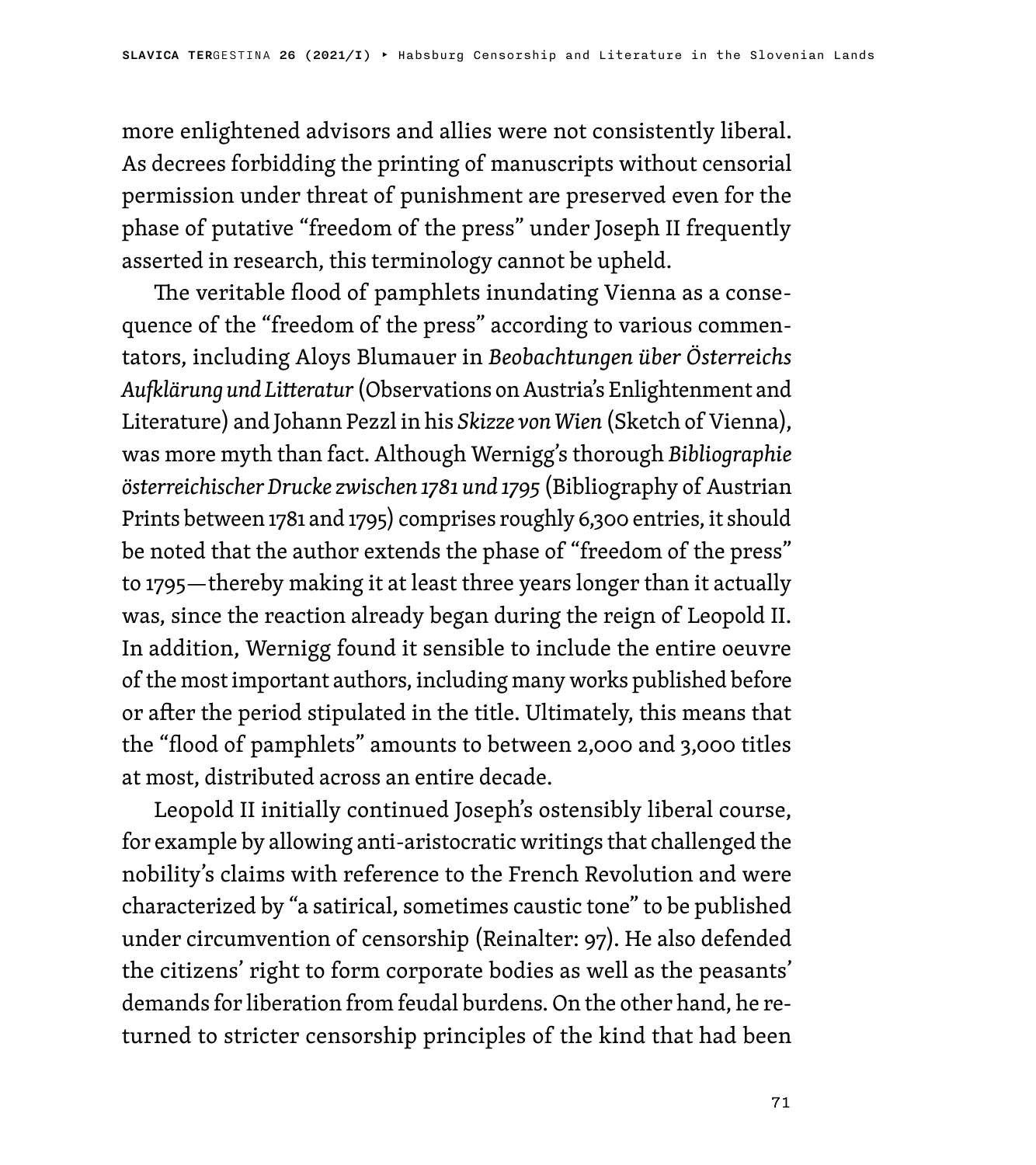more enlightened advisors and allies were not consistently liberal. As decrees forbidding the printing of manuscripts without censorial permission under threat of punishment are preserved even for the phase of putative "freedom of the press" under Joseph II frequently asserted in research, this terminology cannot be upheld.

The veritable flood of pamphlets inundating Vienna as a consequence of the "freedom of the press" according to various commentators, including Aloys Blumauer in *Beobachtungen über Österreichs Aufklärung und Litteratur* (Observations on Austria's Enlightenment and Literature) and Johann Pezzl in his *Skizze von Wien* (Sketch of Vienna), was more myth than fact. Although Wernigg's thorough *Bibliographie österreichischer Drucke zwischen 1781 und 1795* (Bibliography of Austrian Prints between 1781 and 1795) comprises roughly 6,300 entries, it should be noted that the author extends the phase of "freedom of the press" to 1795—thereby making it at least three years longer than it actually was, since the reaction already began during the reign of Leopold II. In addition, Wernigg found it sensible to include the entire oeuvre of the most important authors, including many works published before or after the period stipulated in the title. Ultimately, this means that the "flood of pamphlets" amounts to between 2,000 and 3,000 titles at most, distributed across an entire decade.

Leopold II initially continued Joseph's ostensibly liberal course, for example by allowing anti-aristocratic writings that challenged the nobility's claims with reference to the French Revolution and were characterized by "a satirical, sometimes caustic tone" to be published under circumvention of censorship (Reinalter: 97). He also defended the citizens' right to form corporate bodies as well as the peasants' demands for liberation from feudal burdens. On the other hand, he returned to stricter censorship principles of the kind that had been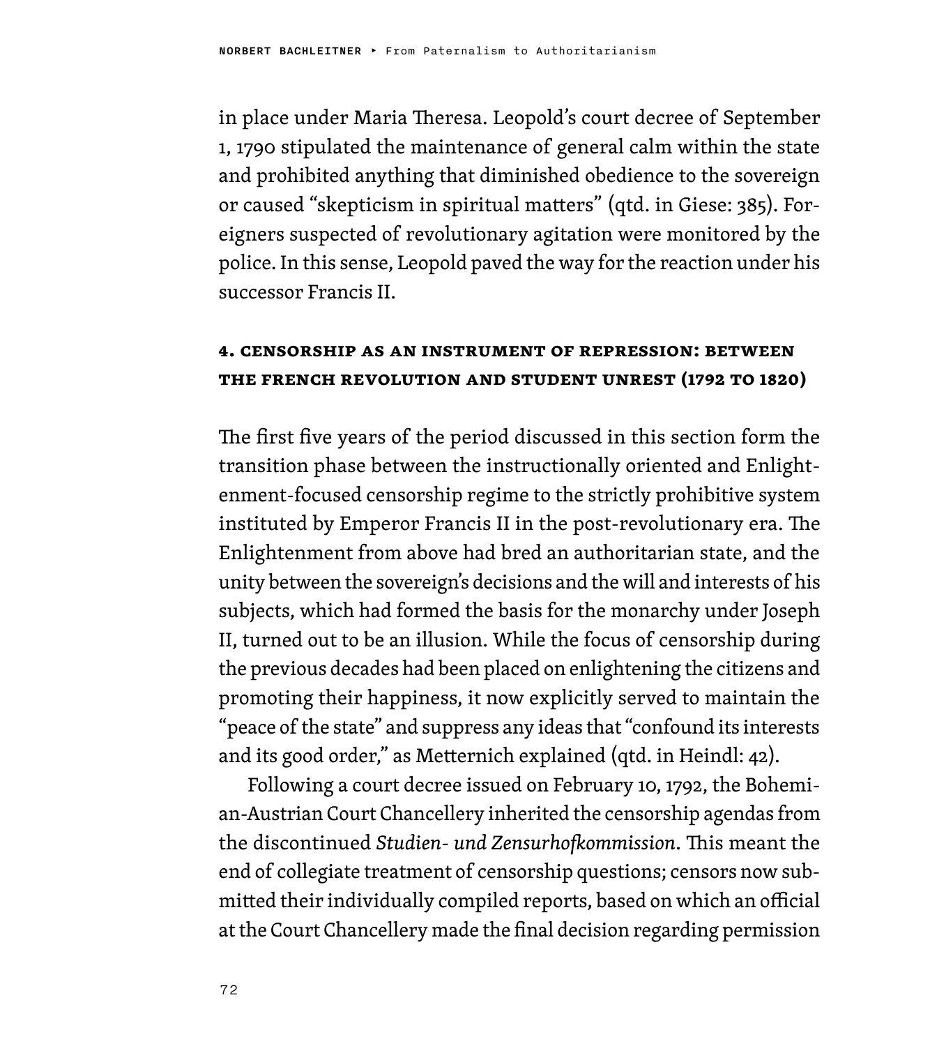in place under Maria Theresa. Leopold's court decree of September 1, 1790 stipulated the maintenance of general calm within the state and prohibited anything that diminished obedience to the sovereign or caused "skepticism in spiritual matters" (qtd. in Giese: 385). Foreigners suspected of revolutionary agitation were monitored by the police. In this sense, Leopold paved the way for the reaction under his successor Francis II.

## 4. Censorship as an Instrument of Repression: Between the French Revolution and Student Unrest (1792 to 1820)

The first five years of the period discussed in this section form the transition phase between the instructionally oriented and Enlightenment-focused censorship regime to the strictly prohibitive system instituted by Emperor Francis II in the post-revolutionary era. The Enlightenment from above had bred an authoritarian state, and the unity between the sovereign's decisions and the will and interests of his subjects, which had formed the basis for the monarchy under Joseph II, turned out to be an illusion. While the focus of censorship during the previous decades had been placed on enlightening the citizens and promoting their happiness, it now explicitly served to maintain the "peace of the state" and suppress any ideas that "confound its interests and its good order," as Metternich explained (qtd. in Heindl: 42).

Following a court decree issued on February 10, 1792, the Bohemian-Austrian Court Chancellery inherited the censorship agendas from the discontinued *Studien- und Zensurhofkommission*. This meant the end of collegiate treatment of censorship questions; censors now submitted their individually compiled reports, based on which an official at the Court Chancellery made the final decision regarding permission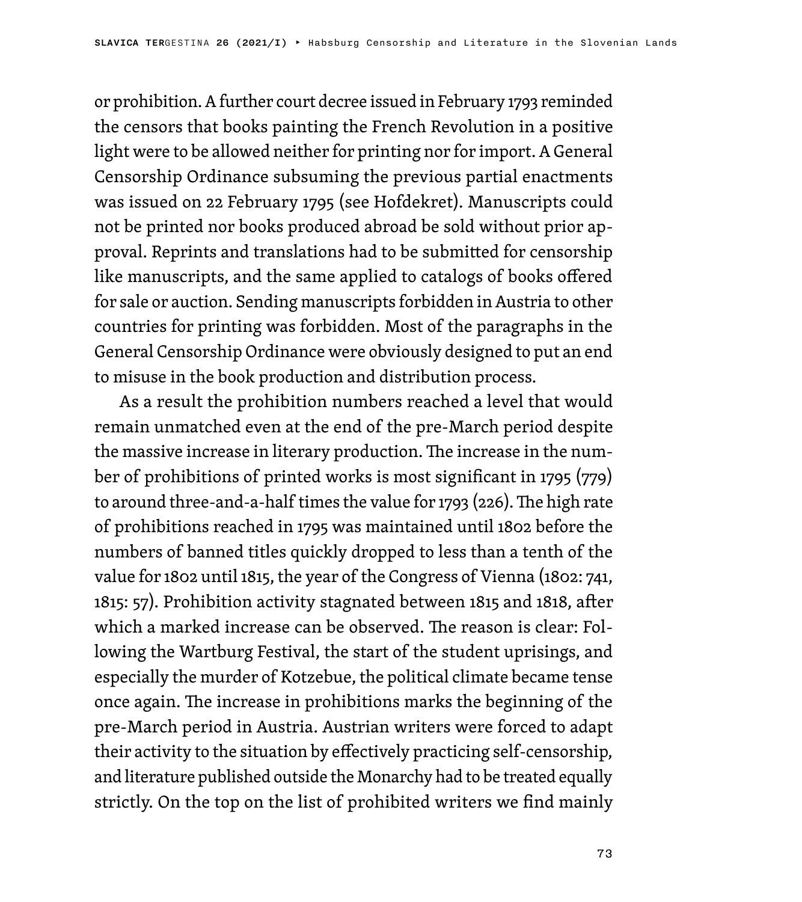or prohibition. A further court decree issued in February 1793 reminded the censors that books painting the French Revolution in a positive light were to be allowed neither for printing nor for import. A General Censorship Ordinance subsuming the previous partial enactments was issued on 22 February 1795 (see Hofdekret). Manuscripts could not be printed nor books produced abroad be sold without prior approval. Reprints and translations had to be submitted for censorship like manuscripts, and the same applied to catalogs of books offered for sale or auction. Sending manuscripts forbidden in Austria to other countries for printing was forbidden. Most of the paragraphs in the General Censorship Ordinance were obviously designed to put an end to misuse in the book production and distribution process.

As a result the prohibition numbers reached a level that would remain unmatched even at the end of the pre-March period despite the massive increase in literary production. The increase in the number of prohibitions of printed works is most significant in 1795 (779) to around three-and-a-half times the value for 1793 (226). The high rate of prohibitions reached in 1795 was maintained until 1802 before the numbers of banned titles quickly dropped to less than a tenth of the value for 1802 until 1815, the year of the Congress of Vienna (1802: 741, 1815: 57). Prohibition activity stagnated between 1815 and 1818, after which a marked increase can be observed. The reason is clear: Following the Wartburg Festival, the start of the student uprisings, and especially the murder of Kotzebue, the political climate became tense once again. The increase in prohibitions marks the beginning of the pre-March period in Austria. Austrian writers were forced to adapt their activity to the situation by effectively practicing self-censorship, and literature published outside the Monarchy had to be treated equally strictly. On the top on the list of prohibited writers we find mainly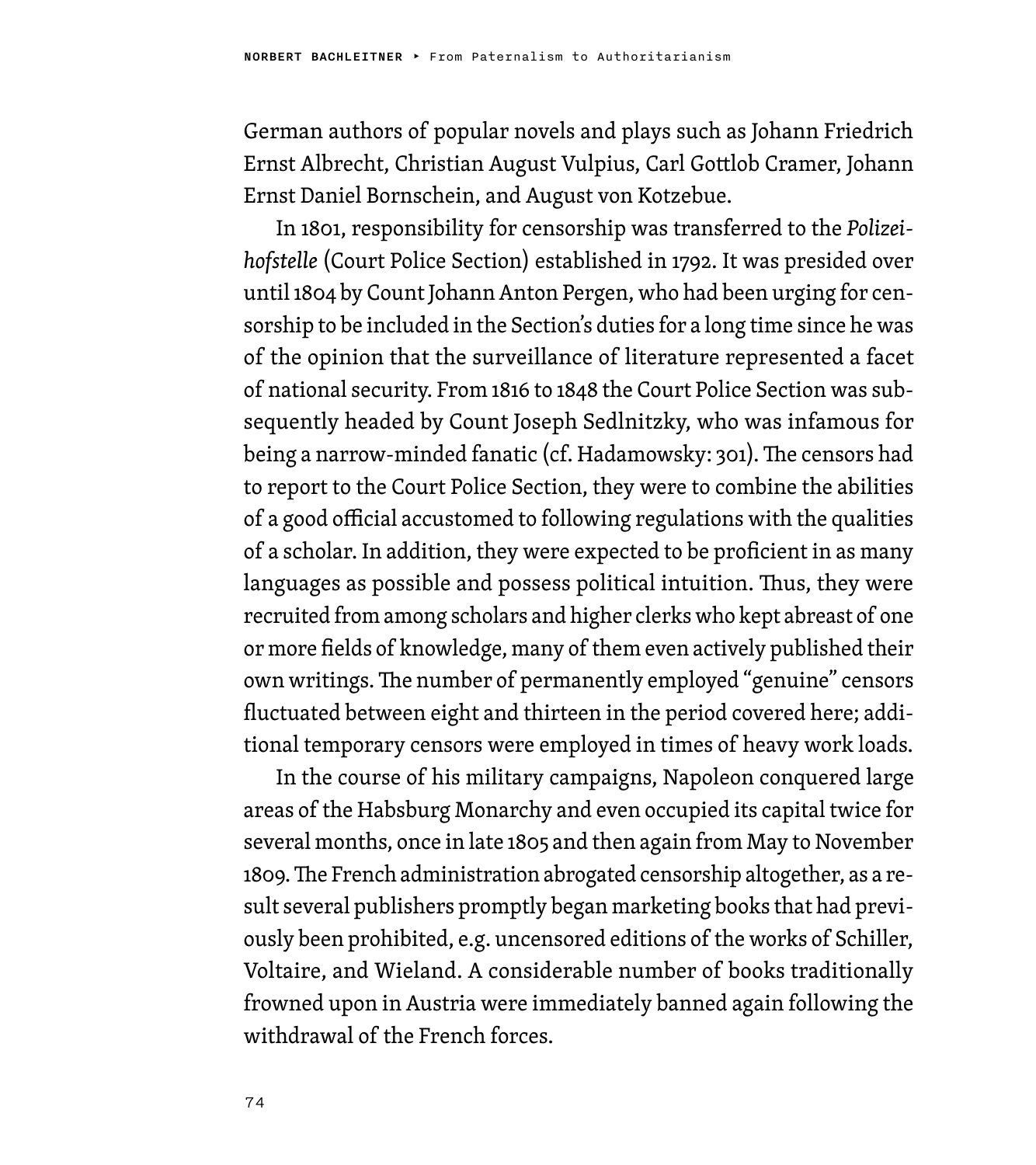German authors of popular novels and plays such as Johann Friedrich Ernst Albrecht, Christian August Vulpius, Carl Gottlob Cramer, Johann Ernst Daniel Bornschein, and August von Kotzebue.

In 1801, responsibility for censorship was transferred to the *Polizeihofstelle* (Court Police Section) established in 1792. It was presided over until 1804 by Count Johann Anton Pergen, who had been urging for censorship to be included in the Section's duties for a long time since he was of the opinion that the surveillance of literature represented a facet of national security. From 1816 to 1848 the Court Police Section was subsequently headed by Count Joseph Sedlnitzky, who was infamous for being a narrow-minded fanatic (cf. Hadamowsky: 301). The censors had to report to the Court Police Section, they were to combine the abilities of a good official accustomed to following regulations with the qualities of a scholar. In addition, they were expected to be proficient in as many languages as possible and possess political intuition. Thus, they were recruited from among scholars and higher clerks who kept abreast of one or more fields of knowledge, many of them even actively published their own writings. The number of permanently employed "genuine" censors fluctuated between eight and thirteen in the period covered here; additional temporary censors were employed in times of heavy work loads.

In the course of his military campaigns, Napoleon conquered large areas of the Habsburg Monarchy and even occupied its capital twice for several months, once in late 1805 and then again from May to November 1809. The French administration abrogated censorship altogether, as a result several publishers promptly began marketing books that had previously been prohibited, e.g. uncensored editions of the works of Schiller, Voltaire, and Wieland. A considerable number of books traditionally frowned upon in Austria were immediately banned again following the withdrawal of the French forces.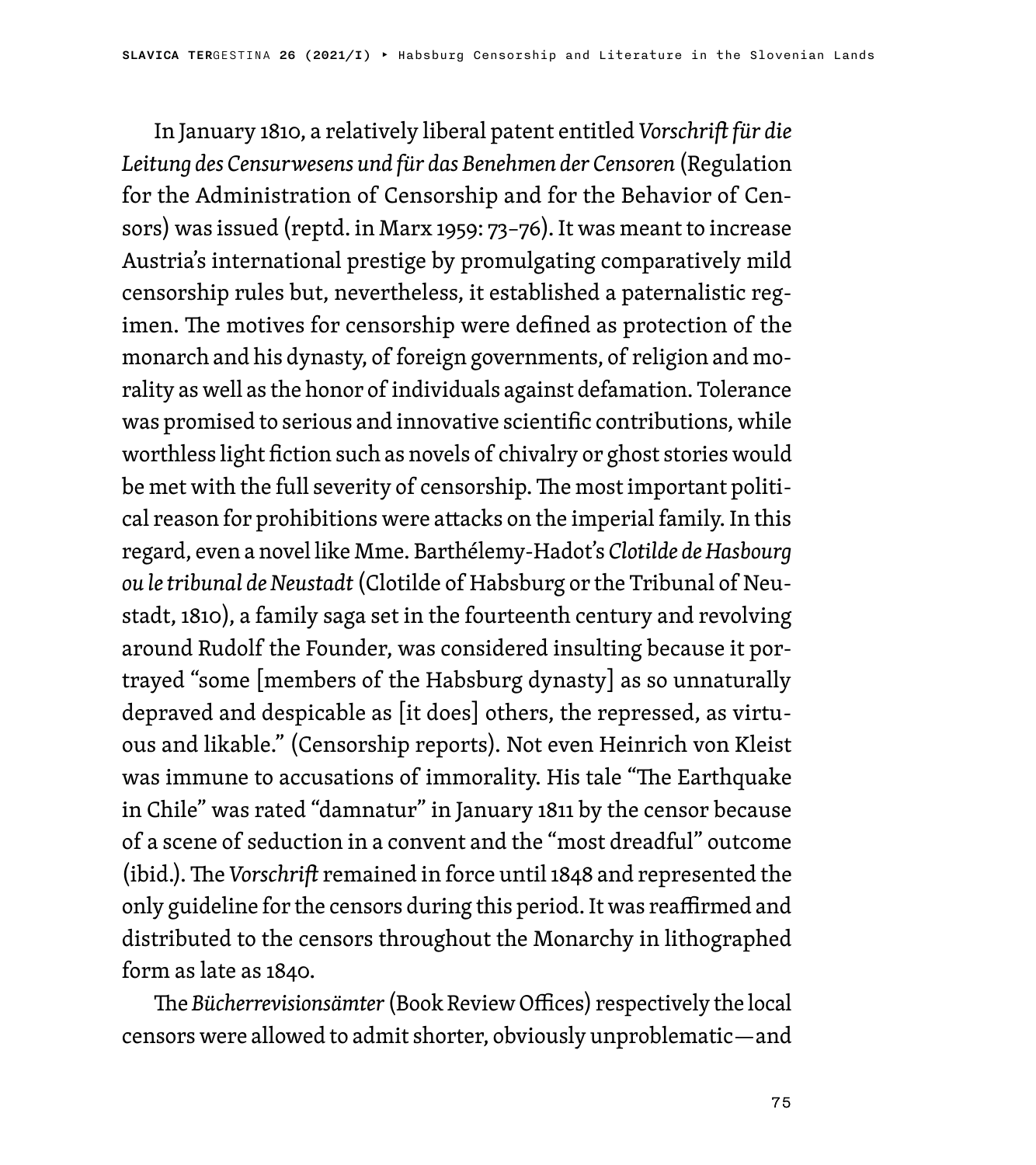In January 1810, a relatively liberal patent entitled *Vorschrift für die Leitung des Censurwesens und für das Benehmen der Censoren* (Regulation for the Administration of Censorship and for the Behavior of Censors) was issued (reptd. in Marx 1959: 73–76). It was meant to increase Austria's international prestige by promulgating comparatively mild censorship rules but, nevertheless, it established a paternalistic regimen. The motives for censorship were defined as protection of the monarch and his dynasty, of foreign governments, of religion and morality as well as the honor of individuals against defamation. Tolerance was promised to serious and innovative scientific contributions, while worthless light fiction such as novels of chivalry or ghost stories would be met with the full severity of censorship. The most important political reason for prohibitions were attacks on the imperial family. In this regard, even a novel like Mme. Barthélemy-Hadot's *Clotilde de Hasbourg ou le tribunal de Neustadt* (Clotilde of Habsburg or the Tribunal of Neustadt, 1810), a family saga set in the fourteenth century and revolving around Rudolf the Founder, was considered insulting because it portrayed "some [members of the Habsburg dynasty] as so unnaturally depraved and despicable as [it does] others, the repressed, as virtuous and likable." (Censorship reports). Not even Heinrich von Kleist was immune to accusations of immorality. His tale "The Earthquake in Chile" was rated "damnatur" in January 1811 by the censor because of a scene of seduction in a convent and the "most dreadful" outcome (ibid.). The *Vorschrift* remained in force until 1848 and represented the only guideline for the censors during this period. It was reaffirmed and distributed to the censors throughout the Monarchy in lithographed form as late as 1840.

The *Bücherrevisionsämter* (Book Review Offices) respectively the local censors were allowed to admit shorter, obviously unproblematic—and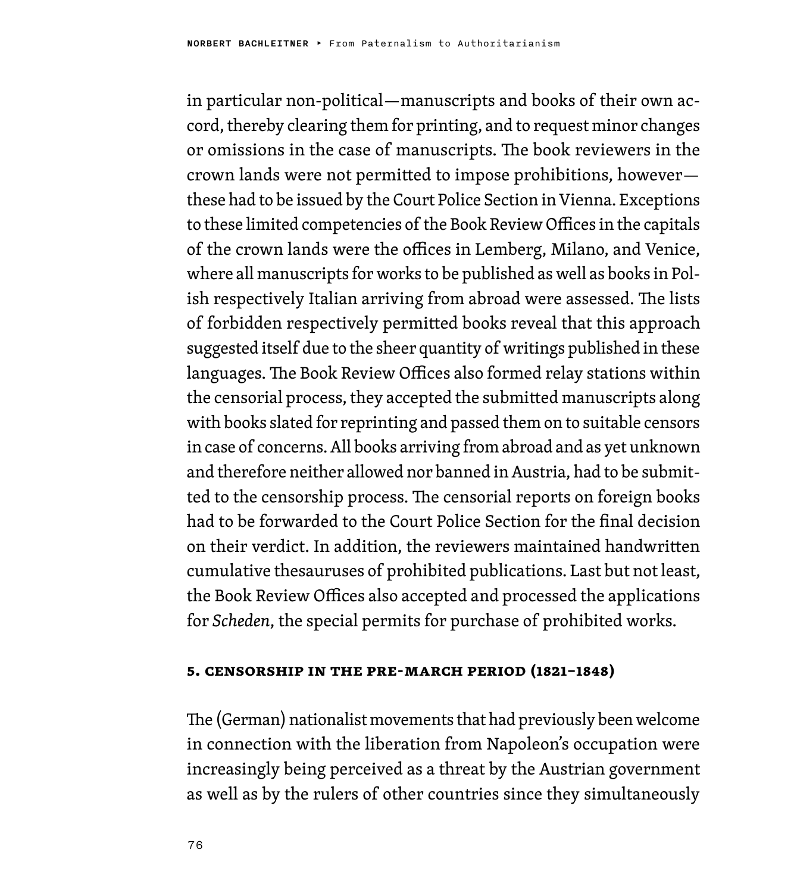in particular non-political—manuscripts and books of their own accord, thereby clearing them for printing, and to request minor changes or omissions in the case of manuscripts. The book reviewers in the crown lands were not permitted to impose prohibitions, however—these had to be issued by the Court Police Section in Vienna. Exceptions to these limited competencies of the Book Review Offices in the capitals of the crown lands were the offices in Lemberg, Milano, and Venice, where all manuscripts for works to be published as well as books in Polish respectively Italian arriving from abroad were assessed. The lists of forbidden respectively permitted books reveal that this approach suggested itself due to the sheer quantity of writings published in these languages. The Book Review Offices also formed relay stations within the censorial process, they accepted the submitted manuscripts along with books slated for reprinting and passed them on to suitable censors in case of concerns. All books arriving from abroad and as yet unknown and therefore neither allowed nor banned in Austria, had to be submitted to the censorship process. The censorial reports on foreign books had to be forwarded to the Court Police Section for the final decision on their verdict. In addition, the reviewers maintained handwritten cumulative thesauruses of prohibited publications. Last but not least, the Book Review Offices also accepted and processed the applications for *Scheden*, the special permits for purchase of prohibited works.

## 5. Censorship in the Pre-March Period (1821–1848)

The (German) nationalist movements that had previously been welcome in connection with the liberation from Napoleon's occupation were increasingly being perceived as a threat by the Austrian government as well as by the rulers of other countries since they simultaneously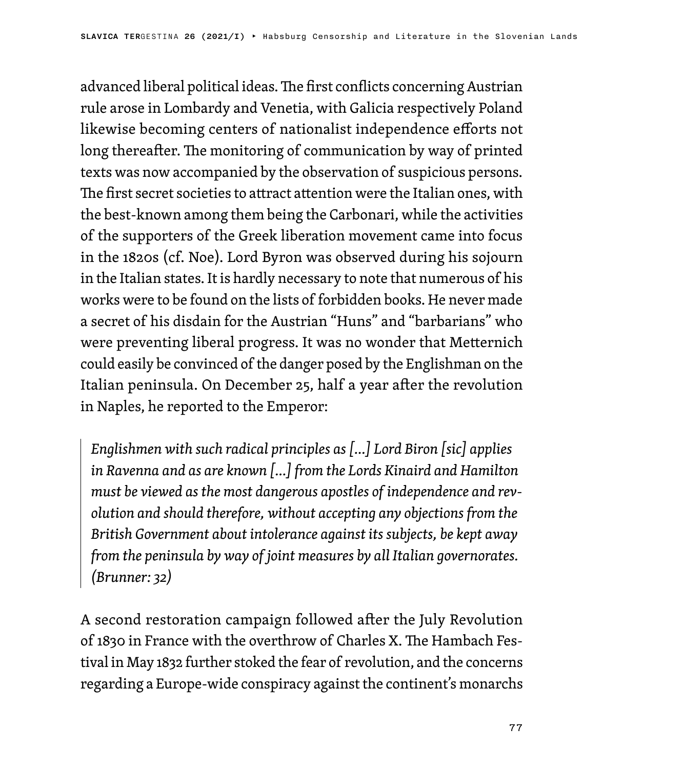advanced liberal political ideas. The first conflicts concerning Austrian rule arose in Lombardy and Venetia, with Galicia respectively Poland likewise becoming centers of nationalist independence efforts not long thereafter. The monitoring of communication by way of printed texts was now accompanied by the observation of suspicious persons. The first secret societies to attract attention were the Italian ones, with the best-known among them being the Carbonari, while the activities of the supporters of the Greek liberation movement came into focus in the 1820s (cf. Noe). Lord Byron was observed during his sojourn in the Italian states. It is hardly necessary to note that numerous of his works were to be found on the lists of forbidden books. He never made a secret of his disdain for the Austrian "Huns" and "barbarians" who were preventing liberal progress. It was no wonder that Metternich could easily be convinced of the danger posed by the Englishman on the Italian peninsula. On December 25, half a year after the revolution in Naples, he reported to the Emperor:

> *Englishmen with such radical principles as [...] Lord Biron [sic] applies in Ravenna and as are known [...] from the Lords Kinaird and Hamilton must be viewed as the most dangerous apostles of independence and revolution and should therefore, without accepting any objections from the British Government about intolerance against its subjects, be kept away from the peninsula by way of joint measures by all Italian governorates. (Brunner: 32)*

A second restoration campaign followed after the July Revolution of 1830 in France with the overthrow of Charles X. The Hambach Festival in May 1832 further stoked the fear of revolution, and the concerns regarding a Europe-wide conspiracy against the continent's monarchs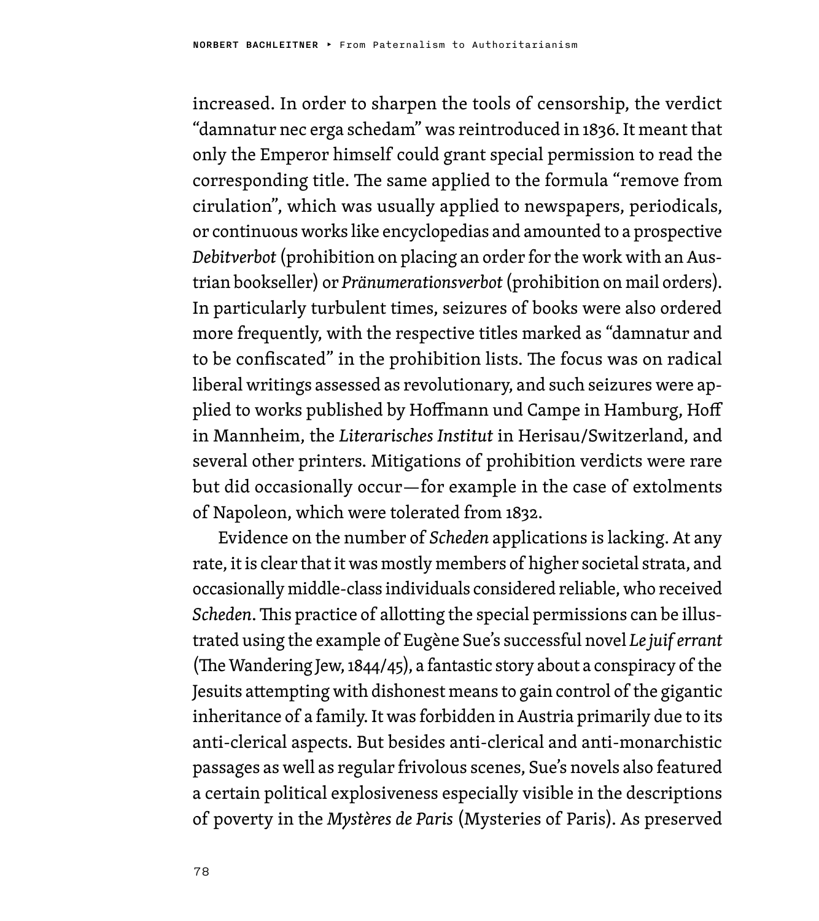increased. In order to sharpen the tools of censorship, the verdict "damnatur nec erga schedam" was reintroduced in 1836. It meant that only the Emperor himself could grant special permission to read the corresponding title. The same applied to the formula "remove from cirulation", which was usually applied to newspapers, periodicals, or continuous works like encyclopedias and amounted to a prospective *Debitverbot* (prohibition on placing an order for the work with an Austrian bookseller) or *Pränumerationsverbot* (prohibition on mail orders). In particularly turbulent times, seizures of books were also ordered more frequently, with the respective titles marked as "damnatur and to be confiscated" in the prohibition lists. The focus was on radical liberal writings assessed as revolutionary, and such seizures were applied to works published by Hoffmann und Campe in Hamburg, Hoff in Mannheim, the *Literarisches Institut* in Herisau/Switzerland, and several other printers. Mitigations of prohibition verdicts were rare but did occasionally occur—for example in the case of extolments of Napoleon, which were tolerated from 1832.

Evidence on the number of *Scheden* applications is lacking. At any rate, it is clear that it was mostly members of higher societal strata, and occasionally middle-class individuals considered reliable, who received *Scheden*. This practice of allotting the special permissions can be illustrated using the example of Eugène Sue's successful novel *Le juif errant* (The Wandering Jew, 1844/45), a fantastic story about a conspiracy of the Jesuits attempting with dishonest means to gain control of the gigantic inheritance of a family. It was forbidden in Austria primarily due to its anti-clerical aspects. But besides anti-clerical and anti-monarchistic passages as well as regular frivolous scenes, Sue's novels also featured a certain political explosiveness especially visible in the descriptions of poverty in the *Mystères de Paris* (Mysteries of Paris). As preserved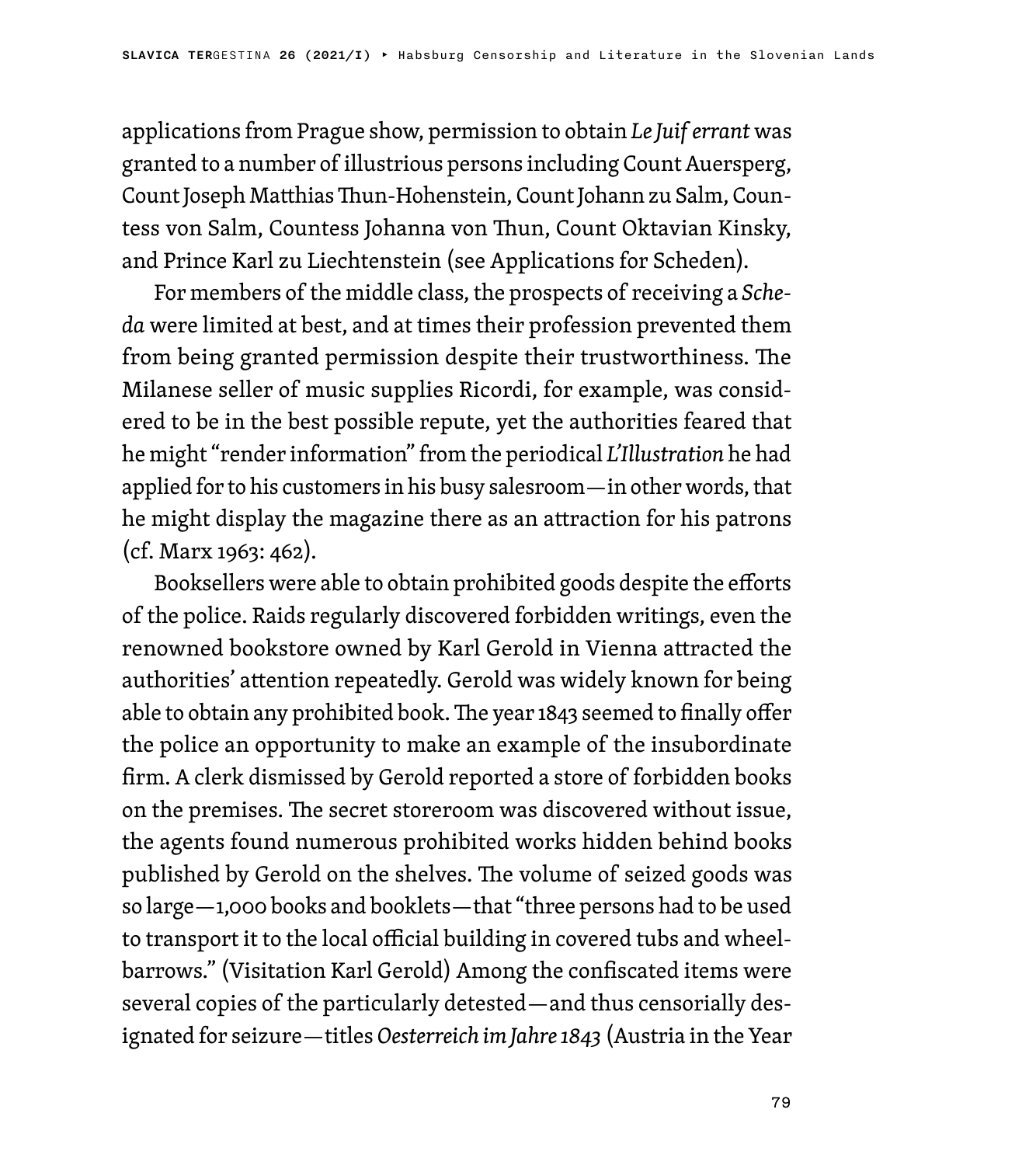applications from Prague show, permission to obtain *Le Juif errant* was granted to a number of illustrious persons including Count Auersperg, Count Joseph Matthias Thun-Hohenstein, Count Johann zu Salm, Countess von Salm, Countess Johanna von Thun, Count Oktavian Kinsky, and Prince Karl zu Liechtenstein (see Applications for Scheden).

For members of the middle class, the prospects of receiving a *Scheda* were limited at best, and at times their profession prevented them from being granted permission despite their trustworthiness. The Milanese seller of music supplies Ricordi, for example, was considered to be in the best possible repute, yet the authorities feared that he might "render information" from the periodical *L'Illustration* he had applied for to his customers in his busy salesroom—in other words, that he might display the magazine there as an attraction for his patrons (cf. Marx 1963: 462).

Booksellers were able to obtain prohibited goods despite the efforts of the police. Raids regularly discovered forbidden writings, even the renowned bookstore owned by Karl Gerold in Vienna attracted the authorities' attention repeatedly. Gerold was widely known for being able to obtain any prohibited book. The year 1843 seemed to finally offer the police an opportunity to make an example of the insubordinate firm. A clerk dismissed by Gerold reported a store of forbidden books on the premises. The secret storeroom was discovered without issue, the agents found numerous prohibited works hidden behind books published by Gerold on the shelves. The volume of seized goods was so large—1,000 books and booklets—that "three persons had to be used to transport it to the local official building in covered tubs and wheelbarrows." (Visitation Karl Gerold) Among the confiscated items were several copies of the particularly detested—and thus censorially designated for seizure—titles *Oesterreich im Jahre 1843* (Austria in the Year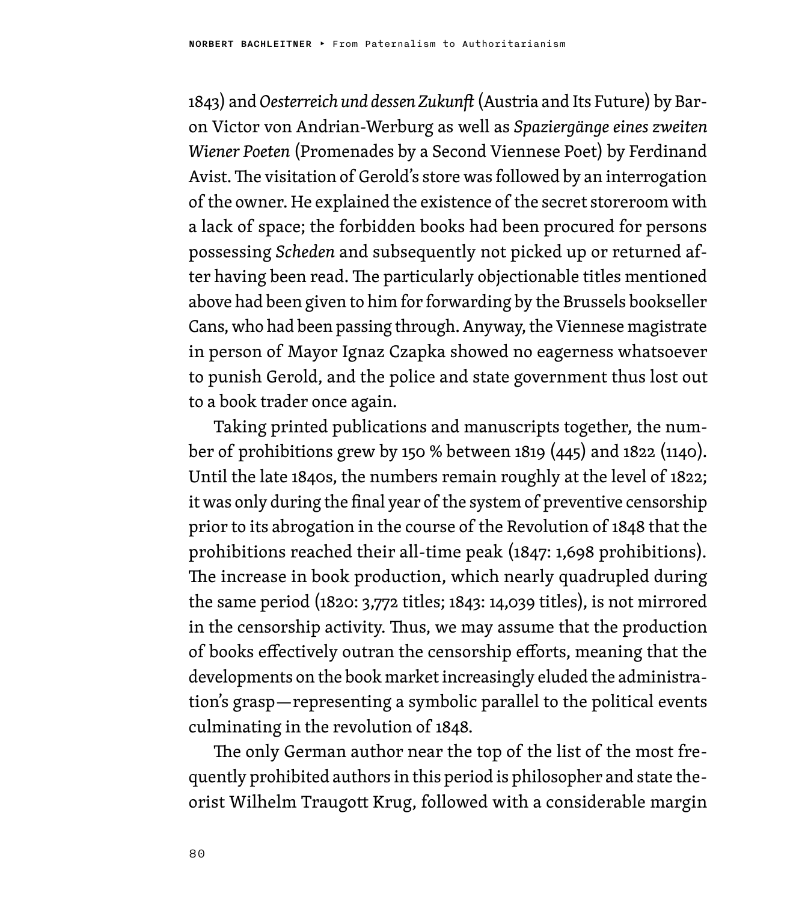1843) and *Oesterreich und dessen Zukunft* (Austria and Its Future) by Baron Victor von Andrian-Werburg as well as *Spaziergänge eines zweiten Wiener Poeten* (Promenades by a Second Viennese Poet) by Ferdinand Avist. The visitation of Gerold's store was followed by an interrogation of the owner. He explained the existence of the secret storeroom with a lack of space; the forbidden books had been procured for persons possessing *Scheden* and subsequently not picked up or returned after having been read. The particularly objectionable titles mentioned above had been given to him for forwarding by the Brussels bookseller Cans, who had been passing through. Anyway, the Viennese magistrate in person of Mayor Ignaz Czapka showed no eagerness whatsoever to punish Gerold, and the police and state government thus lost out to a book trader once again.

Taking printed publications and manuscripts together, the number of prohibitions grew by 150 % between 1819 (445) and 1822 (1140). Until the late 1840s, the numbers remain roughly at the level of 1822; it was only during the final year of the system of preventive censorship prior to its abrogation in the course of the Revolution of 1848 that the prohibitions reached their all-time peak (1847: 1,698 prohibitions). The increase in book production, which nearly quadrupled during the same period (1820: 3,772 titles; 1843: 14,039 titles), is not mirrored in the censorship activity. Thus, we may assume that the production of books effectively outran the censorship efforts, meaning that the developments on the book market increasingly eluded the administration's grasp—representing a symbolic parallel to the political events culminating in the revolution of 1848.

The only German author near the top of the list of the most frequently prohibited authors in this period is philosopher and state theorist Wilhelm Traugott Krug, followed with a considerable margin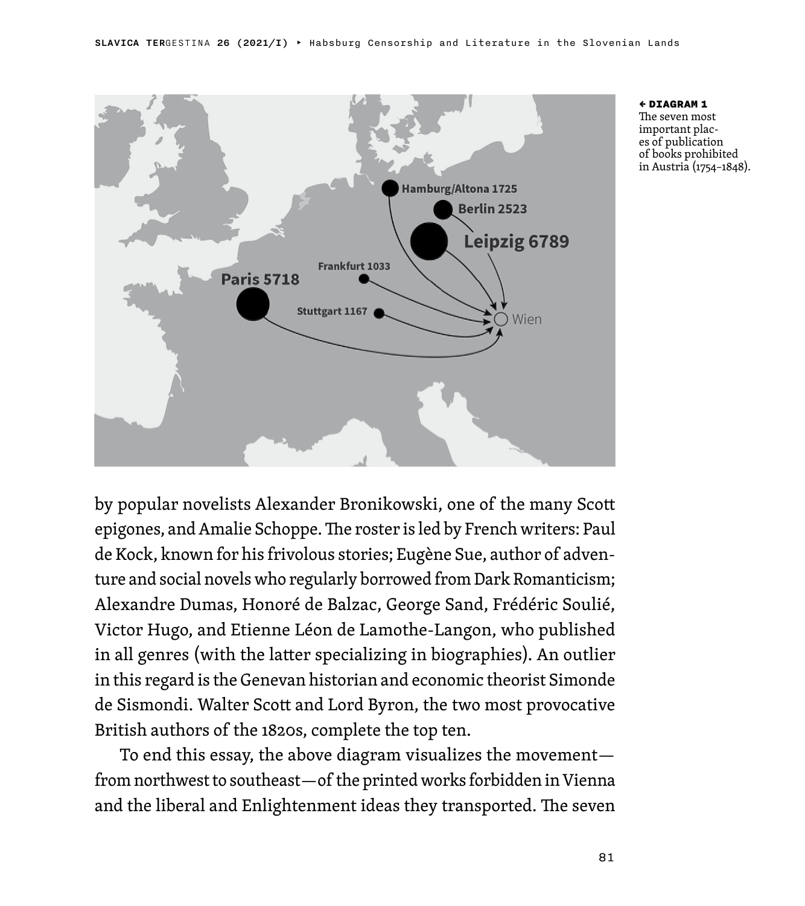**← DIAGRAM 1** The seven most important places of publication of books prohibited in Austria (1754–1848).

by popular novelists Alexander Bronikowski, one of the many Scott epigones, and Amalie Schoppe. The roster is led by French writers: Paul de Kock, known for his frivolous stories; Eugène Sue, author of adventure and social novels who regularly borrowed from Dark Romanticism; Alexandre Dumas, Honoré de Balzac, George Sand, Frédéric Soulié, Victor Hugo, and Etienne Léon de Lamothe-Langon, who published in all genres (with the latter specializing in biographies). An outlier in this regard is the Genevan historian and economic theorist Simonde de Sismondi. Walter Scott and Lord Byron, the two most provocative British authors of the 1820s, complete the top ten.

To end this essay, the above diagram visualizes the movement—from northwest to southeast—of the printed works forbidden in Vienna and the liberal and Enlightenment ideas they transported. The seven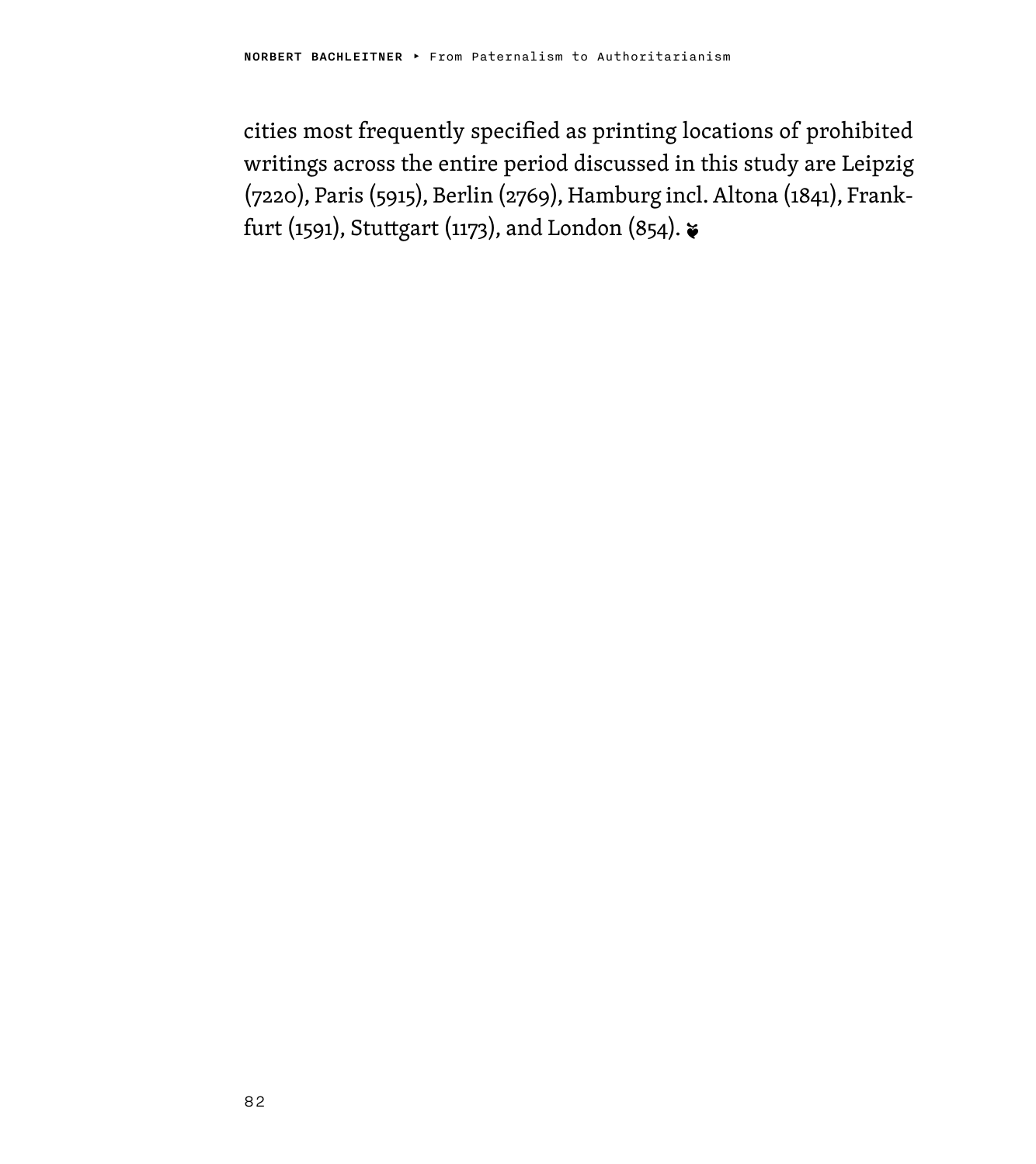cities most frequently specified as printing locations of prohibited writings across the entire period discussed in this study are Leipzig (7220), Paris (5915), Berlin (2769), Hamburg incl. Altona (1841), Frankfurt (1591), Stuttgart (1173), and London (854). ❦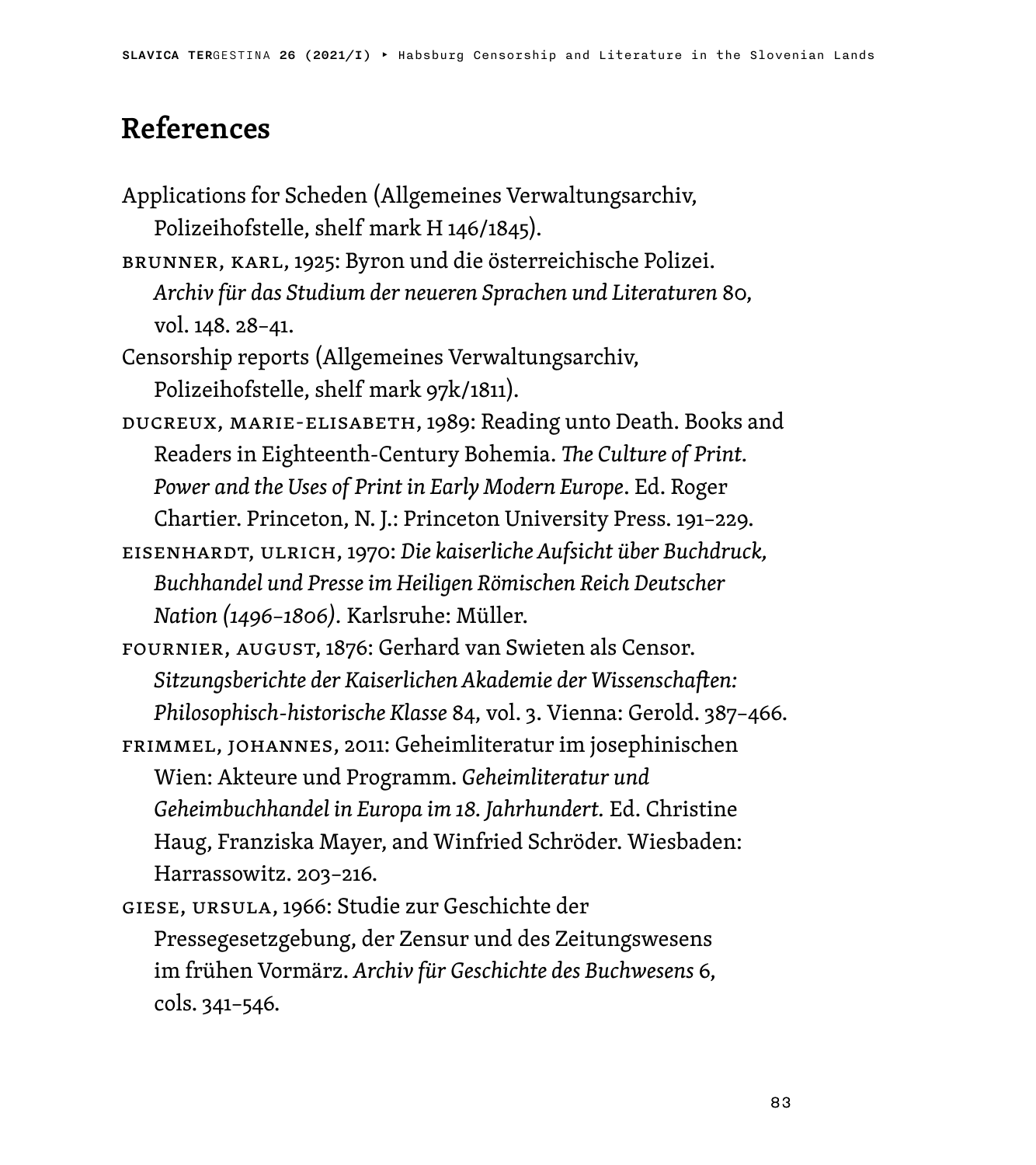## References

Applications for Scheden (Allgemeines Verwaltungsarchiv, Polizeihofstelle, shelf mark H 146/1845).

BRUNNER, KARL, 1925: Byron und die österreichische Polizei. *Archiv für das Studium der neueren Sprachen und Literaturen* 80, vol. 148. 28–41.

Censorship reports (Allgemeines Verwaltungsarchiv, Polizeihofstelle, shelf mark 97k/1811).

DUCREUX, MARIE-ELISABETH, 1989: Reading unto Death. Books and Readers in Eighteenth-Century Bohemia. *The Culture of Print. Power and the Uses of Print in Early Modern Europe*. Ed. Roger Chartier. Princeton, N. J.: Princeton University Press. 191–229.

EISENHARDT, ULRICH, 1970: *Die kaiserliche Aufsicht über Buchdruck, Buchhandel und Presse im Heiligen Römischen Reich Deutscher Nation (1496–1806)*. Karlsruhe: Müller.

FOURNIER, AUGUST, 1876: Gerhard van Swieten als Censor. *Sitzungsberichte der Kaiserlichen Akademie der Wissenschaften: Philosophisch-historische Klasse* 84, vol. 3. Vienna: Gerold. 387–466.

FRIMMEL, JOHANNES, 2011: Geheimliteratur im josephinischen Wien: Akteure und Programm. *Geheimliteratur und Geheimbuchhandel in Europa im 18. Jahrhundert.* Ed. Christine Haug, Franziska Mayer, and Winfried Schröder. Wiesbaden: Harrassowitz. 203–216.

GIESE, URSULA, 1966: Studie zur Geschichte der Pressegesetzgebung, der Zensur und des Zeitungswesens im frühen Vormärz. *Archiv für Geschichte des Buchwesens* 6, cols. 341–546.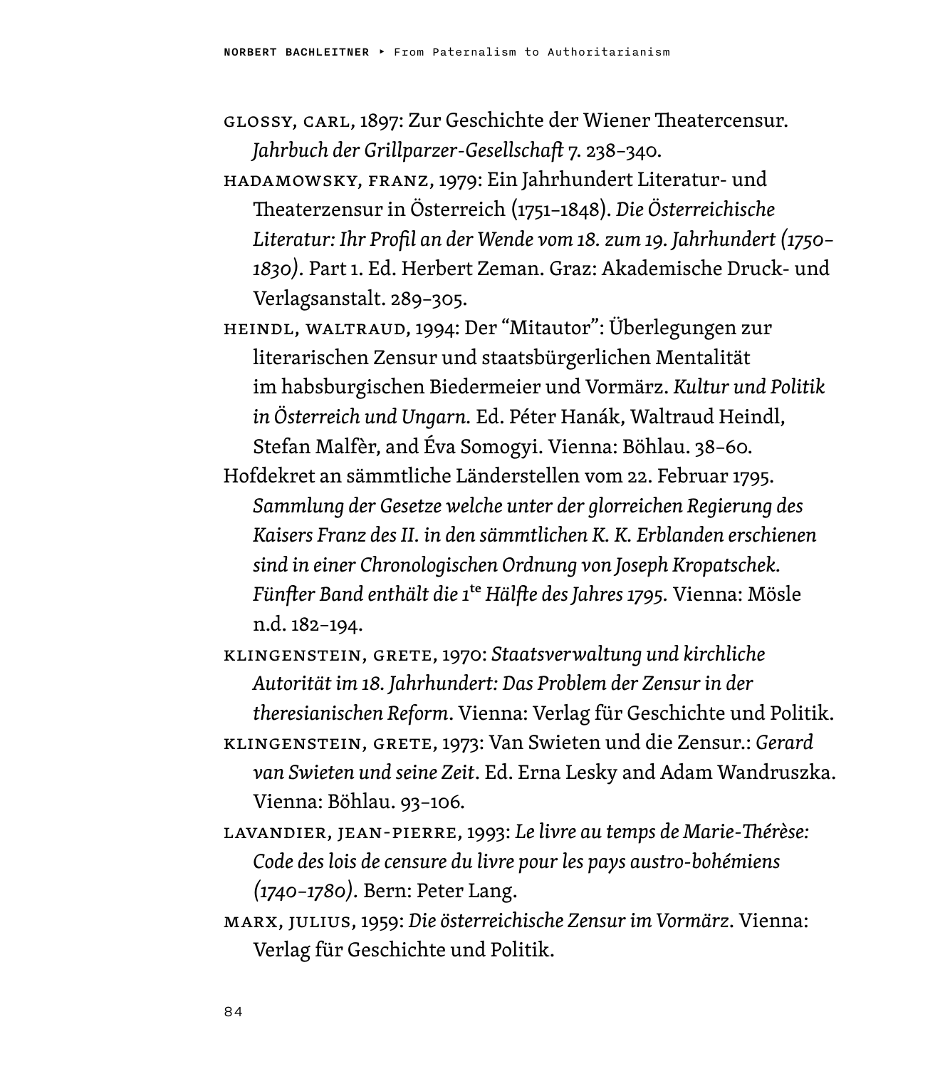Glossy, Carl, 1897: Zur Geschichte der Wiener Theatercensur. *Jahrbuch der Grillparzer-Gesellschaft* 7. 238–340.

Hadamowsky, Franz, 1979: Ein Jahrhundert Literatur- und Theaterzensur in Österreich (1751–1848). *Die Österreichische Literatur: Ihr Profil an der Wende vom 18. zum 19. Jahrhundert (1750–1830)*. Part 1. Ed. Herbert Zeman. Graz: Akademische Druck- und Verlagsanstalt. 289–305.

Heindl, Waltraud, 1994: Der “Mitautor”: Überlegungen zur literarischen Zensur und staatsbürgerlichen Mentalität im habsburgischen Biedermeier und Vormärz. *Kultur und Politik in Österreich und Ungarn.* Ed. Péter Hanák, Waltraud Heindl, Stefan Malfèr, and Éva Somogyi. Vienna: Böhlau. 38–60.

Hofdekret an sämmtliche Länderstellen vom 22. Februar 1795. *Sammlung der Gesetze welche unter der glorreichen Regierung des Kaisers Franz des II. in den sämmtlichen K. K. Erblanden erschienen sind in einer Chronologischen Ordnung von Joseph Kropatschek. Fünfter Band enthält die 1te Hälfte des Jahres 1795.* Vienna: Mösle n.d. 182–194.

Klingenstein, Grete, 1970: *Staatsverwaltung und kirchliche Autorität im 18. Jahrhundert: Das Problem der Zensur in der theresianischen Reform*. Vienna: Verlag für Geschichte und Politik.

Klingenstein, Grete, 1973: Van Swieten und die Zensur.: *Gerard van Swieten und seine Zeit*. Ed. Erna Lesky and Adam Wandruszka. Vienna: Böhlau. 93–106.

Lavandier, Jean-Pierre, 1993: *Le livre au temps de Marie-Thérèse: Code des lois de censure du livre pour les pays austro-bohémiens (1740–1780)*. Bern: Peter Lang.

Marx, Julius, 1959: *Die österreichische Zensur im Vormärz*. Vienna: Verlag für Geschichte und Politik.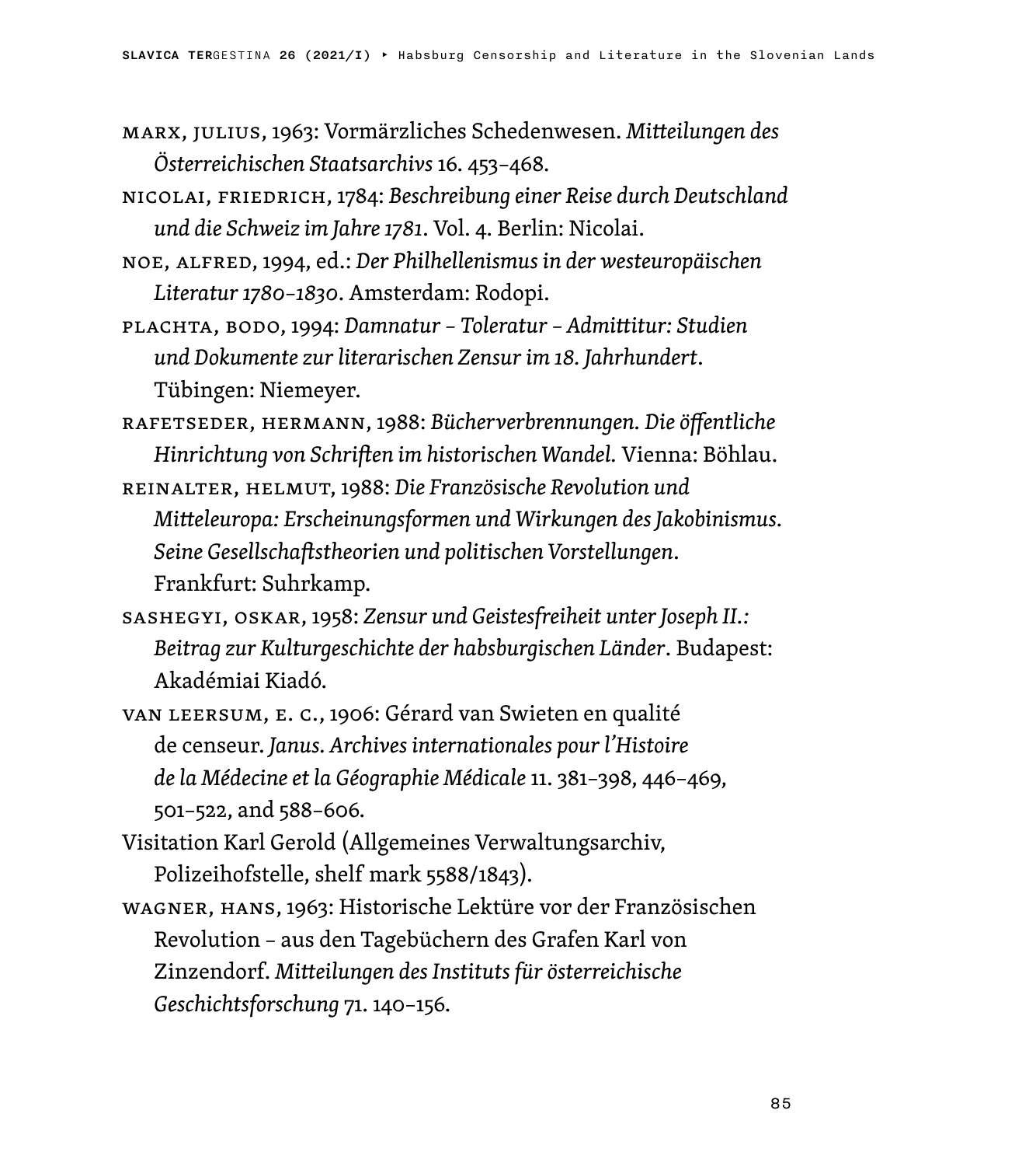Marx, Julius, 1963: Vormärzliches Schedenwesen. *Mitteilungen des Österreichischen Staatsarchivs* 16. 453–468.

Nicolai, Friedrich, 1784: *Beschreibung einer Reise durch Deutschland und die Schweiz im Jahre 1781*. Vol. 4. Berlin: Nicolai.

Noe, Alfred, 1994, ed.: *Der Philhellenismus in der westeuropäischen Literatur 1780–1830*. Amsterdam: Rodopi.

Plachta, Bodo, 1994: *Damnatur – Toleratur – Admittitur: Studien und Dokumente zur literarischen Zensur im 18. Jahrhundert*. Tübingen: Niemeyer.

Rafetseder, Hermann, 1988: *Bücherverbrennungen. Die öffentliche Hinrichtung von Schriften im historischen Wandel.* Vienna: Böhlau.

Reinalter, Helmut, 1988: *Die Französische Revolution und Mitteleuropa: Erscheinungsformen und Wirkungen des Jakobinismus. Seine Gesellschaftstheorien und politischen Vorstellungen*. Frankfurt: Suhrkamp.

Sashegyi, Oskar, 1958: *Zensur und Geistesfreiheit unter Joseph II.: Beitrag zur Kulturgeschichte der habsburgischen Länder*. Budapest: Akadémiai Kiadó.

van Leersum, E. C., 1906: Gérard van Swieten en qualité de censeur. *Janus. Archives internationales pour l'Histoire de la Médecine et la Géographie Médicale* 11. 381–398, 446–469, 501–522, and 588–606.

Visitation Karl Gerold (Allgemeines Verwaltungsarchiv, Polizeihofstelle, shelf mark 5588/1843).

Wagner, Hans, 1963: Historische Lektüre vor der Französischen Revolution – aus den Tagebüchern des Grafen Karl von Zinzendorf. *Mitteilungen des Instituts für österreichische Geschichtsforschung* 71. 140–156.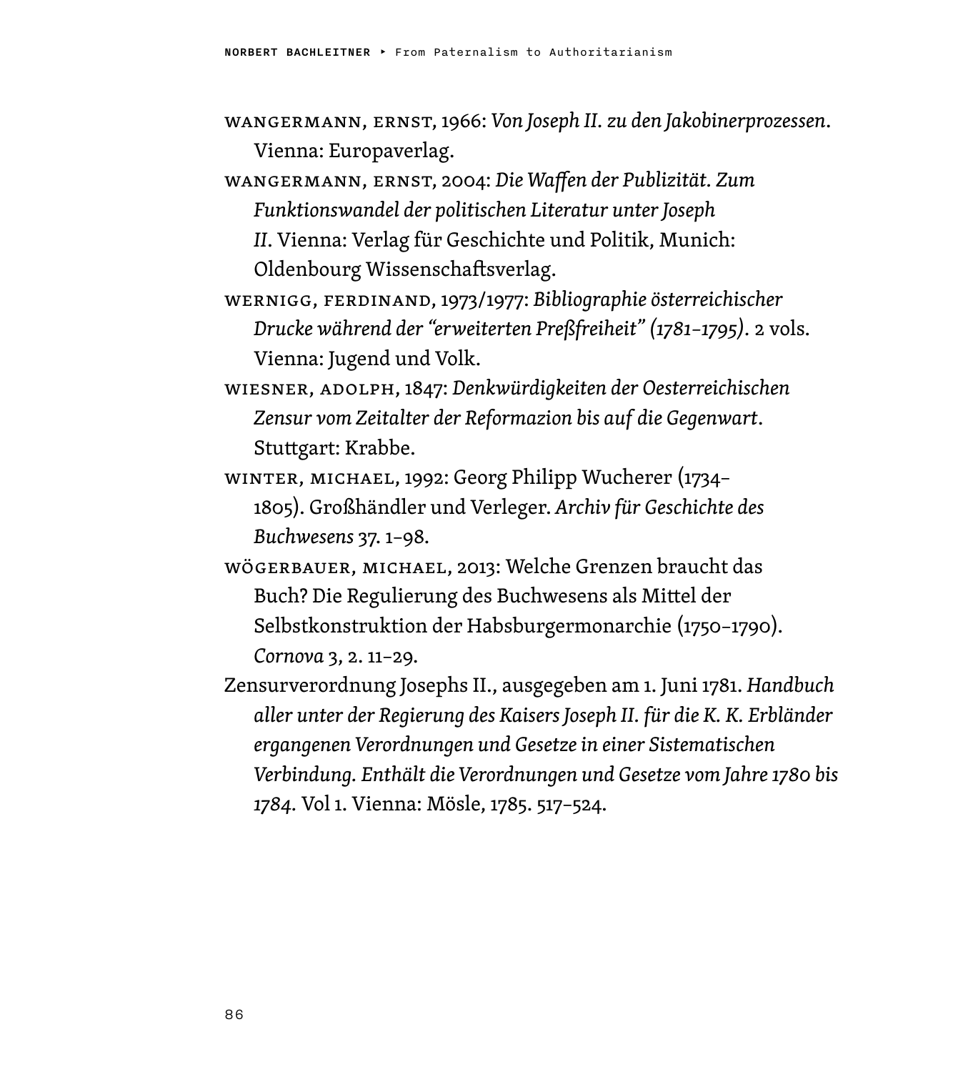Wangermann, Ernst, 1966: *Von Joseph II. zu den Jakobinerprozessen*. Vienna: Europaverlag.

Wangermann, Ernst, 2004: *Die Waffen der Publizität. Zum Funktionswandel der politischen Literatur unter Joseph II*. Vienna: Verlag für Geschichte und Politik, Munich: Oldenbourg Wissenschaftsverlag.

Wernigg, Ferdinand, 1973/1977: *Bibliographie österreichischer Drucke während der "erweiterten Preßfreiheit" (1781–1795)*. 2 vols. Vienna: Jugend und Volk.

Wiesner, Adolph, 1847: *Denkwürdigkeiten der Oesterreichischen Zensur vom Zeitalter der Reformazion bis auf die Gegenwart*. Stuttgart: Krabbe.

Winter, Michael, 1992: Georg Philipp Wucherer (1734–1805). Großhändler und Verleger. *Archiv für Geschichte des Buchwesens* 37. 1–98.

Wögerbauer, Michael, 2013: Welche Grenzen braucht das Buch? Die Regulierung des Buchwesens als Mittel der Selbstkonstruktion der Habsburgermonarchie (1750–1790). *Cornova* 3, 2. 11–29.

Zensurverordnung Josephs II., ausgegeben am 1. Juni 1781. *Handbuch aller unter der Regierung des Kaisers Joseph II. für die K. K. Erbländer ergangenen Verordnungen und Gesetze in einer Sistematischen Verbindung. Enthält die Verordnungen und Gesetze vom Jahre 1780 bis 1784*. Vol 1. Vienna: Mösle, 1785. 517–524.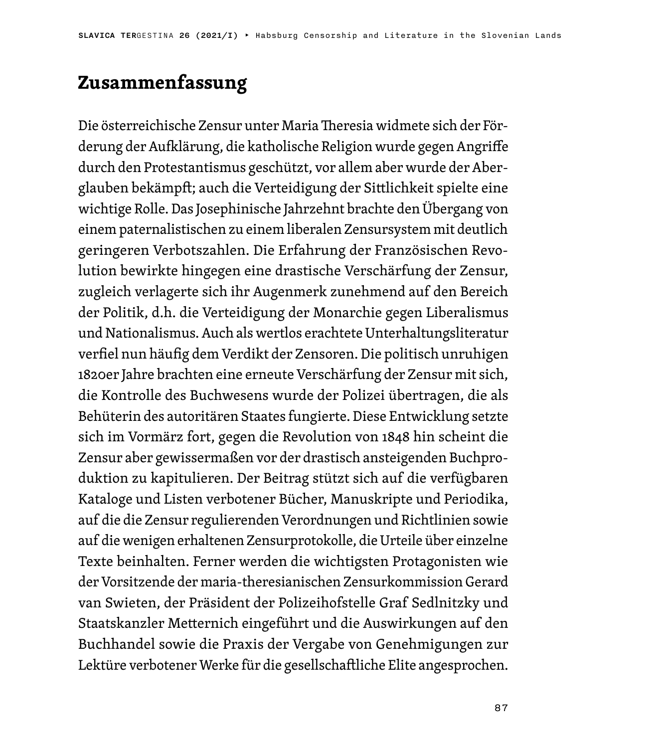## Zusammenfassung

Die österreichische Zensur unter Maria Theresia widmete sich der Förderung der Aufklärung, die katholische Religion wurde gegen Angriffe durch den Protestantismus geschützt, vor allem aber wurde der Aberglauben bekämpft; auch die Verteidigung der Sittlichkeit spielte eine wichtige Rolle. Das Josephinische Jahrzehnt brachte den Übergang von einem paternalistischen zu einem liberalen Zensursystem mit deutlich geringeren Verbotszahlen. Die Erfahrung der Französischen Revolution bewirkte hingegen eine drastische Verschärfung der Zensur, zugleich verlagerte sich ihr Augenmerk zunehmend auf den Bereich der Politik, d.h. die Verteidigung der Monarchie gegen Liberalismus und Nationalismus. Auch als wertlos erachtete Unterhaltungsliteratur verfiel nun häufig dem Verdikt der Zensoren. Die politisch unruhigen 1820er Jahre brachten eine erneute Verschärfung der Zensur mit sich, die Kontrolle des Buchwesens wurde der Polizei übertragen, die als Behüterin des autoritären Staates fungierte. Diese Entwicklung setzte sich im Vormärz fort, gegen die Revolution von 1848 hin scheint die Zensur aber gewissermaßen vor der drastisch ansteigenden Buchproduktion zu kapitulieren. Der Beitrag stützt sich auf die verfügbaren Kataloge und Listen verbotener Bücher, Manuskripte und Periodika, auf die die Zensur regulierenden Verordnungen und Richtlinien sowie auf die wenigen erhaltenen Zensurprotokolle, die Urteile über einzelne Texte beinhalten. Ferner werden die wichtigsten Protagonisten wie der Vorsitzende der maria-theresianischen Zensurkommission Gerard van Swieten, der Präsident der Polizeihofstelle Graf Sedlnitzky und Staatskanzler Metternich eingeführt und die Auswirkungen auf den Buchhandel sowie die Praxis der Vergabe von Genehmigungen zur Lektüre verbotener Werke für die gesellschaftliche Elite angesprochen.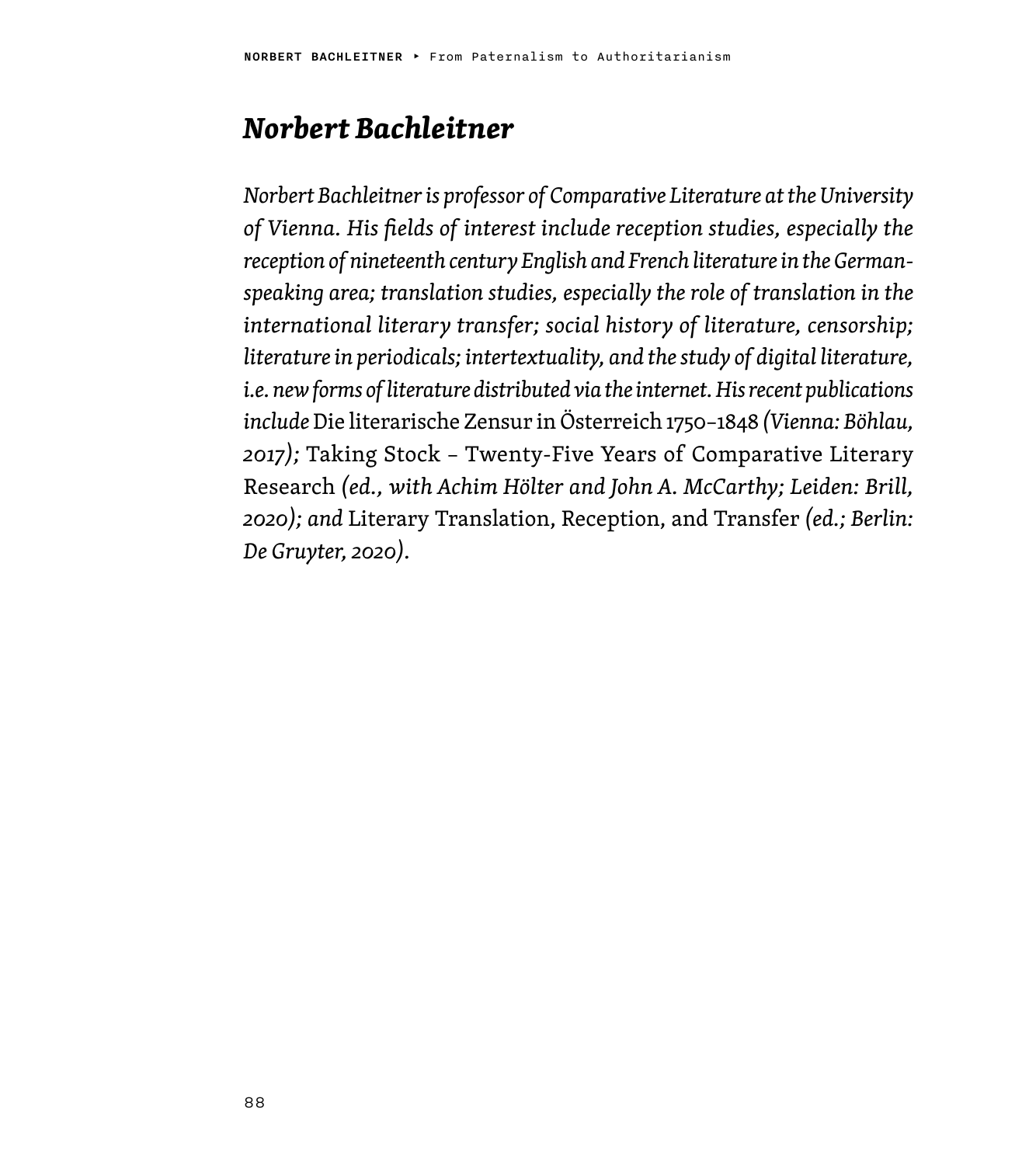## *Norbert Bachleitner*

*Norbert Bachleitner is professor of Comparative Literature at the University of Vienna. His fields of interest include reception studies, especially the reception of nineteenth century English and French literature in the German-speaking area; translation studies, especially the role of translation in the international literary transfer; social history of literature, censorship; literature in periodicals; intertextuality, and the study of digital literature, i.e. new forms of literature distributed via the internet. His recent publications include* Die literarische Zensur in Österreich 1750–1848 *(Vienna: Böhlau, 2017);* Taking Stock – Twenty-Five Years of Comparative Literary Research *(ed., with Achim Hölter and John A. McCarthy; Leiden: Brill, 2020); and* Literary Translation, Reception, and Transfer *(ed.; Berlin: De Gruyter, 2020).*